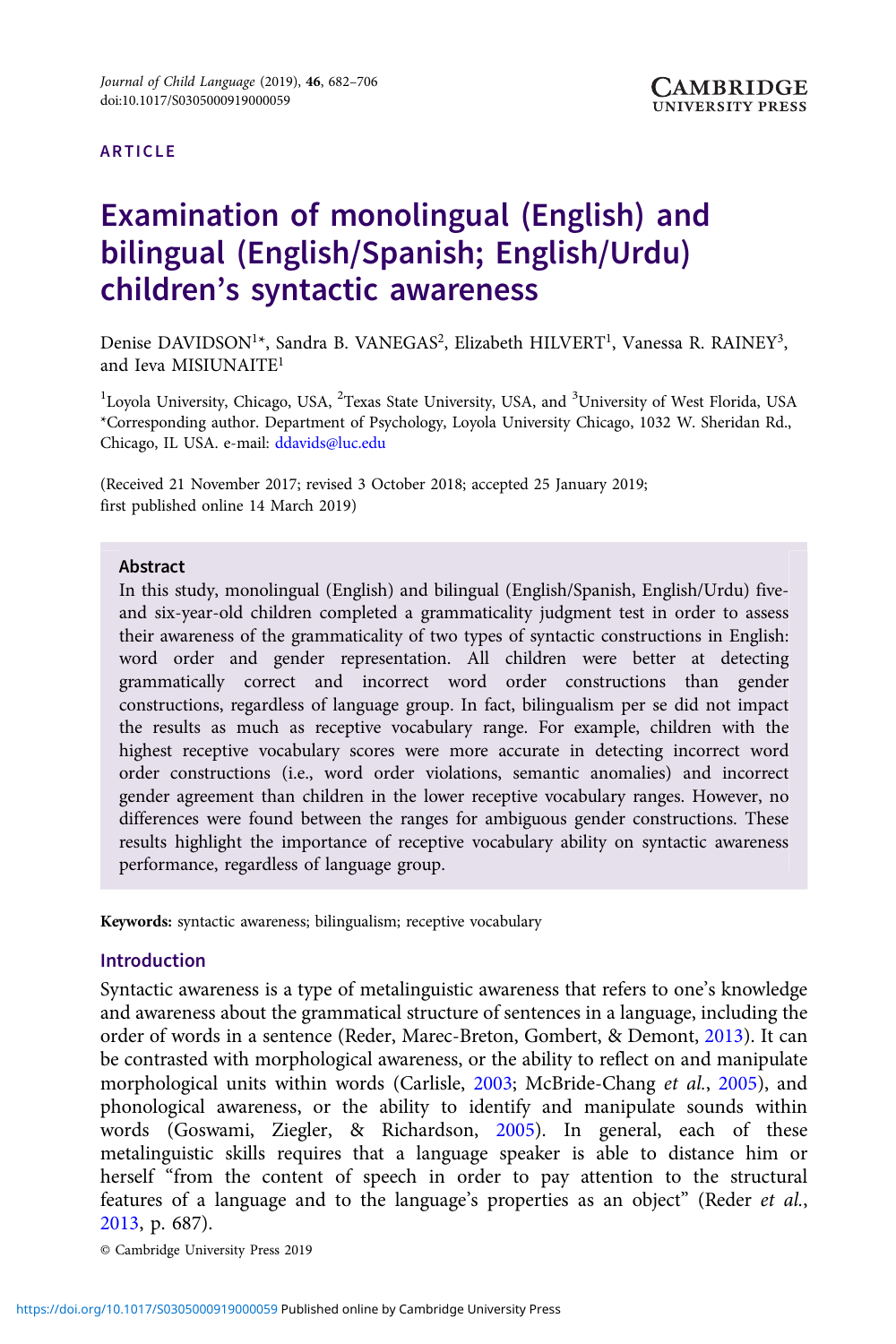ARTICLE

# Examination of monolingual (English) and bilingual (English/Spanish; English/Urdu) children's syntactic awareness

Denise DAVIDSON[1]*, Sandra B. VANEGAS[2], Elizabeth HILVERT[1], Vanessa R. RAINEY[3], and Ieva MISIUNAITE[1]

[1]Loyola University, Chicago, USA, [2]Texas State University, USA, and [3]University of West Florida, USA
*Corresponding author. Department of Psychology, Loyola University Chicago, 1032 W. Sheridan Rd., Chicago, IL USA. e-mail: ddavids@luc.edu

(Received 21 November 2017; revised 3 October 2018; accepted 25 January 2019; first published online 14 March 2019)

## Abstract

In this study, monolingual (English) and bilingual (English/Spanish, English/Urdu) five- and six-year-old children completed a grammaticality judgment test in order to assess their awareness of the grammaticality of two types of syntactic constructions in English: word order and gender representation. All children were better at detecting grammatically correct and incorrect word order constructions than gender constructions, regardless of language group. In fact, bilingualism per se did not impact the results as much as receptive vocabulary range. For example, children with the highest receptive vocabulary scores were more accurate in detecting incorrect word order constructions (i.e., word order violations, semantic anomalies) and incorrect gender agreement than children in the lower receptive vocabulary ranges. However, no differences were found between the ranges for ambiguous gender constructions. These results highlight the importance of receptive vocabulary ability on syntactic awareness performance, regardless of language group.

**Keywords:** syntactic awareness; bilingualism; receptive vocabulary

## Introduction

Syntactic awareness is a type of metalinguistic awareness that refers to one's knowledge and awareness about the grammatical structure of sentences in a language, including the order of words in a sentence (Reder, Marec-Breton, Gombert, & Demont, 2013). It can be contrasted with morphological awareness, or the ability to reflect on and manipulate morphological units within words (Carlisle, 2003; McBride-Chang *et al.*, 2005), and phonological awareness, or the ability to identify and manipulate sounds within words (Goswami, Ziegler, & Richardson, 2005). In general, each of these metalinguistic skills requires that a language speaker is able to distance him or herself "from the content of speech in order to pay attention to the structural features of a language and to the language's properties as an object" (Reder *et al.*, 2013, p. 687).

© Cambridge University Press 2019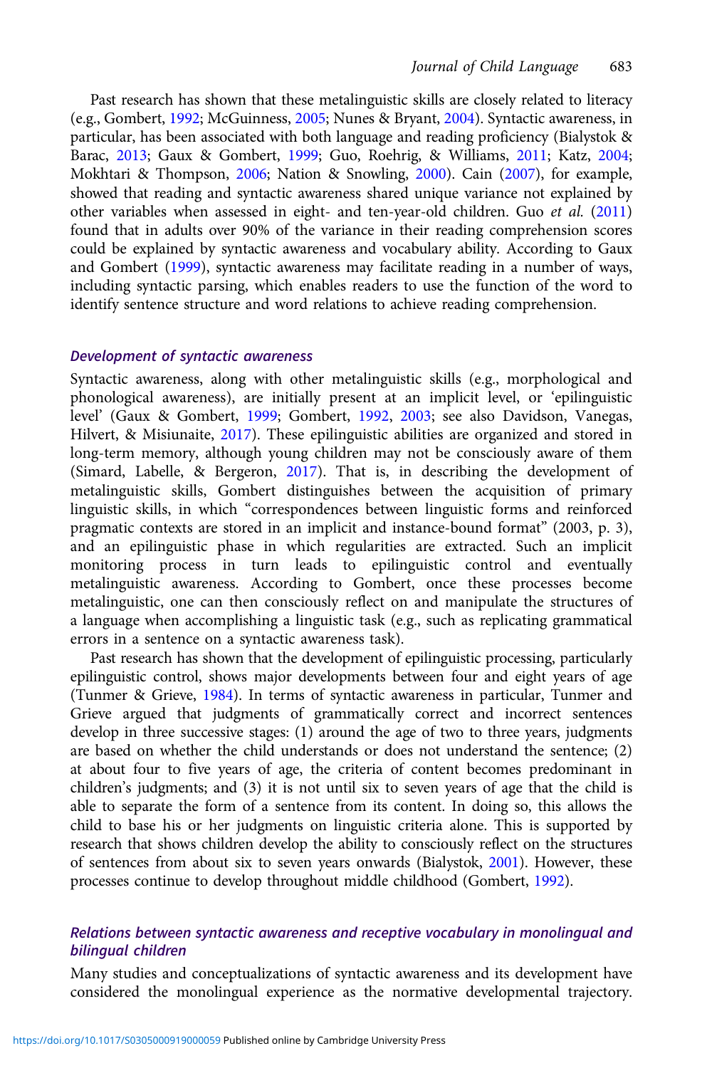Past research has shown that these metalinguistic skills are closely related to literacy (e.g., Gombert, 1992; McGuinness, 2005; Nunes & Bryant, 2004). Syntactic awareness, in particular, has been associated with both language and reading proficiency (Bialystok & Barac, 2013; Gaux & Gombert, 1999; Guo, Roehrig, & Williams, 2011; Katz, 2004; Mokhtari & Thompson, 2006; Nation & Snowling, 2000). Cain (2007), for example, showed that reading and syntactic awareness shared unique variance not explained by other variables when assessed in eight- and ten-year-old children. Guo *et al.* (2011) found that in adults over 90% of the variance in their reading comprehension scores could be explained by syntactic awareness and vocabulary ability. According to Gaux and Gombert (1999), syntactic awareness may facilitate reading in a number of ways, including syntactic parsing, which enables readers to use the function of the word to identify sentence structure and word relations to achieve reading comprehension.

### *Development of syntactic awareness*

Syntactic awareness, along with other metalinguistic skills (e.g., morphological and phonological awareness), are initially present at an implicit level, or 'epilinguistic level' (Gaux & Gombert, 1999; Gombert, 1992, 2003; see also Davidson, Vanegas, Hilvert, & Misiunaite, 2017). These epilinguistic abilities are organized and stored in long-term memory, although young children may not be consciously aware of them (Simard, Labelle, & Bergeron, 2017). That is, in describing the development of metalinguistic skills, Gombert distinguishes between the acquisition of primary linguistic skills, in which "correspondences between linguistic forms and reinforced pragmatic contexts are stored in an implicit and instance-bound format" (2003, p. 3), and an epilinguistic phase in which regularities are extracted. Such an implicit monitoring process in turn leads to epilinguistic control and eventually metalinguistic awareness. According to Gombert, once these processes become metalinguistic, one can then consciously reflect on and manipulate the structures of a language when accomplishing a linguistic task (e.g., such as replicating grammatical errors in a sentence on a syntactic awareness task).

Past research has shown that the development of epilinguistic processing, particularly epilinguistic control, shows major developments between four and eight years of age (Tunmer & Grieve, 1984). In terms of syntactic awareness in particular, Tunmer and Grieve argued that judgments of grammatically correct and incorrect sentences develop in three successive stages: (1) around the age of two to three years, judgments are based on whether the child understands or does not understand the sentence; (2) at about four to five years of age, the criteria of content becomes predominant in children's judgments; and (3) it is not until six to seven years of age that the child is able to separate the form of a sentence from its content. In doing so, this allows the child to base his or her judgments on linguistic criteria alone. This is supported by research that shows children develop the ability to consciously reflect on the structures of sentences from about six to seven years onwards (Bialystok, 2001). However, these processes continue to develop throughout middle childhood (Gombert, 1992).

### *Relations between syntactic awareness and receptive vocabulary in monolingual and bilingual children*

Many studies and conceptualizations of syntactic awareness and its development have considered the monolingual experience as the normative developmental trajectory.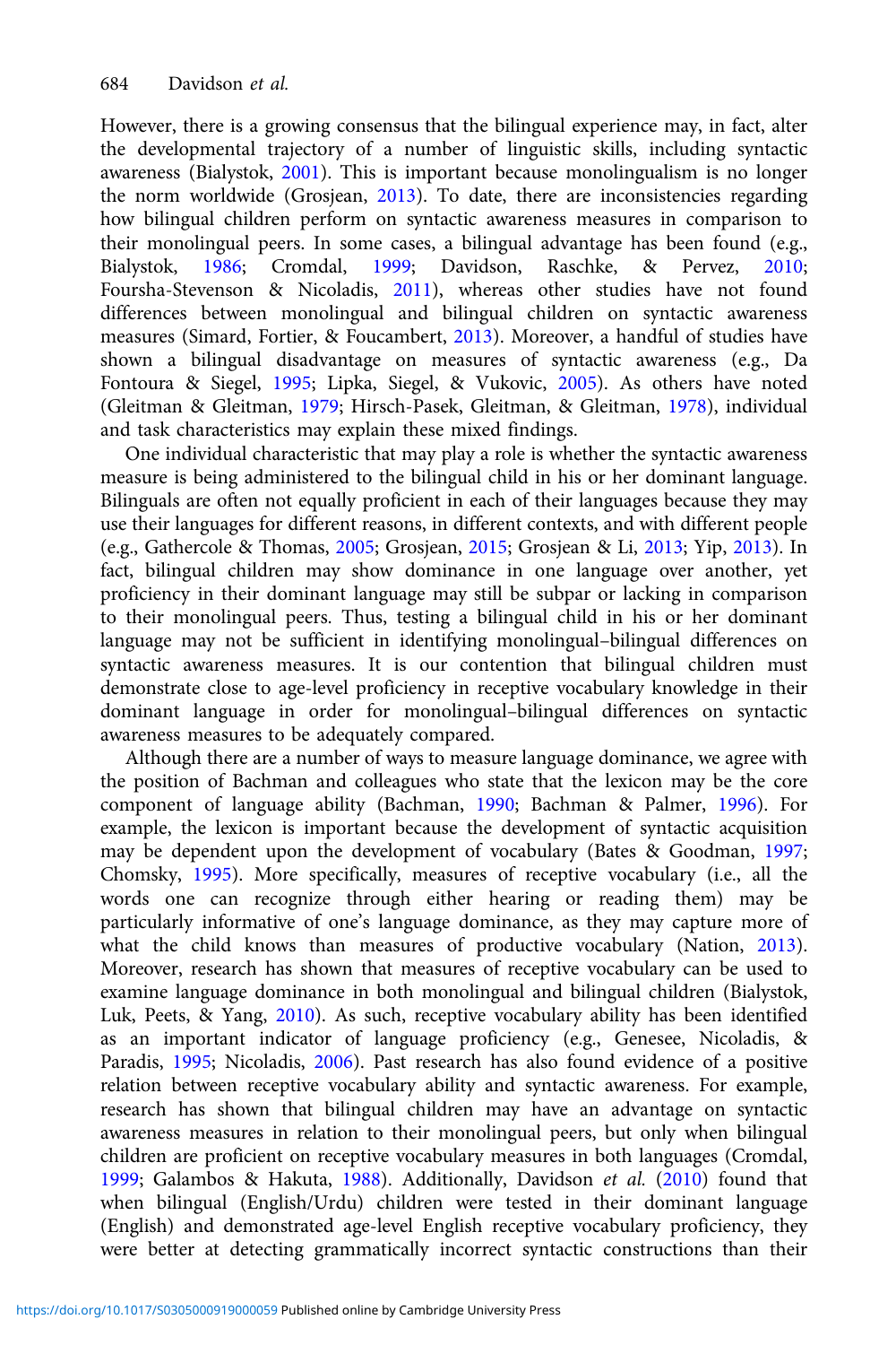However, there is a growing consensus that the bilingual experience may, in fact, alter the developmental trajectory of a number of linguistic skills, including syntactic awareness (Bialystok, 2001). This is important because monolingualism is no longer the norm worldwide (Grosjean, 2013). To date, there are inconsistencies regarding how bilingual children perform on syntactic awareness measures in comparison to their monolingual peers. In some cases, a bilingual advantage has been found (e.g., Bialystok, 1986; Cromdal, 1999; Davidson, Raschke, & Pervez, 2010; Foursha-Stevenson & Nicoladis, 2011), whereas other studies have not found differences between monolingual and bilingual children on syntactic awareness measures (Simard, Fortier, & Foucambert, 2013). Moreover, a handful of studies have shown a bilingual disadvantage on measures of syntactic awareness (e.g., Da Fontoura & Siegel, 1995; Lipka, Siegel, & Vukovic, 2005). As others have noted (Gleitman & Gleitman, 1979; Hirsch-Pasek, Gleitman, & Gleitman, 1978), individual and task characteristics may explain these mixed findings.

One individual characteristic that may play a role is whether the syntactic awareness measure is being administered to the bilingual child in his or her dominant language. Bilinguals are often not equally proficient in each of their languages because they may use their languages for different reasons, in different contexts, and with different people (e.g., Gathercole & Thomas, 2005; Grosjean, 2015; Grosjean & Li, 2013; Yip, 2013). In fact, bilingual children may show dominance in one language over another, yet proficiency in their dominant language may still be subpar or lacking in comparison to their monolingual peers. Thus, testing a bilingual child in his or her dominant language may not be sufficient in identifying monolingual–bilingual differences on syntactic awareness measures. It is our contention that bilingual children must demonstrate close to age-level proficiency in receptive vocabulary knowledge in their dominant language in order for monolingual–bilingual differences on syntactic awareness measures to be adequately compared.

Although there are a number of ways to measure language dominance, we agree with the position of Bachman and colleagues who state that the lexicon may be the core component of language ability (Bachman, 1990; Bachman & Palmer, 1996). For example, the lexicon is important because the development of syntactic acquisition may be dependent upon the development of vocabulary (Bates & Goodman, 1997; Chomsky, 1995). More specifically, measures of receptive vocabulary (i.e., all the words one can recognize through either hearing or reading them) may be particularly informative of one's language dominance, as they may capture more of what the child knows than measures of productive vocabulary (Nation, 2013). Moreover, research has shown that measures of receptive vocabulary can be used to examine language dominance in both monolingual and bilingual children (Bialystok, Luk, Peets, & Yang, 2010). As such, receptive vocabulary ability has been identified as an important indicator of language proficiency (e.g., Genesee, Nicoladis, & Paradis, 1995; Nicoladis, 2006). Past research has also found evidence of a positive relation between receptive vocabulary ability and syntactic awareness. For example, research has shown that bilingual children may have an advantage on syntactic awareness measures in relation to their monolingual peers, but only when bilingual children are proficient on receptive vocabulary measures in both languages (Cromdal, 1999; Galambos & Hakuta, 1988). Additionally, Davidson *et al.* (2010) found that when bilingual (English/Urdu) children were tested in their dominant language (English) and demonstrated age-level English receptive vocabulary proficiency, they were better at detecting grammatically incorrect syntactic constructions than their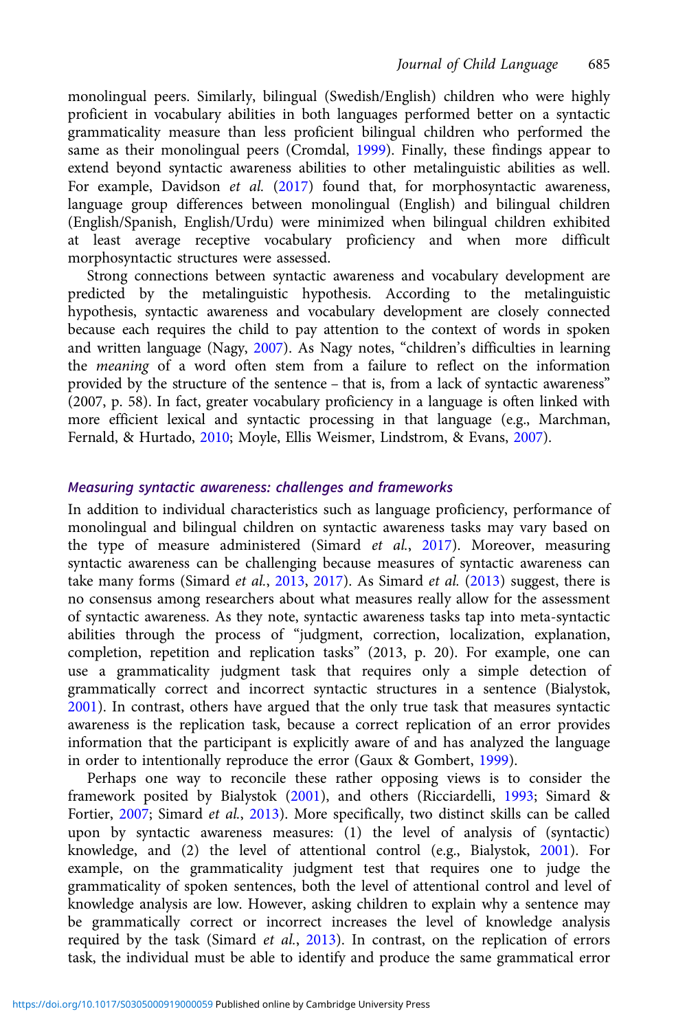monolingual peers. Similarly, bilingual (Swedish/English) children who were highly proficient in vocabulary abilities in both languages performed better on a syntactic grammaticality measure than less proficient bilingual children who performed the same as their monolingual peers (Cromdal, 1999). Finally, these findings appear to extend beyond syntactic awareness abilities to other metalinguistic abilities as well. For example, Davidson *et al.* (2017) found that, for morphosyntactic awareness, language group differences between monolingual (English) and bilingual children (English/Spanish, English/Urdu) were minimized when bilingual children exhibited at least average receptive vocabulary proficiency and when more difficult morphosyntactic structures were assessed.

Strong connections between syntactic awareness and vocabulary development are predicted by the metalinguistic hypothesis. According to the metalinguistic hypothesis, syntactic awareness and vocabulary development are closely connected because each requires the child to pay attention to the context of words in spoken and written language (Nagy, 2007). As Nagy notes, "children's difficulties in learning the *meaning* of a word often stem from a failure to reflect on the information provided by the structure of the sentence – that is, from a lack of syntactic awareness" (2007, p. 58). In fact, greater vocabulary proficiency in a language is often linked with more efficient lexical and syntactic processing in that language (e.g., Marchman, Fernald, & Hurtado, 2010; Moyle, Ellis Weismer, Lindstrom, & Evans, 2007).

### *Measuring syntactic awareness: challenges and frameworks*

In addition to individual characteristics such as language proficiency, performance of monolingual and bilingual children on syntactic awareness tasks may vary based on the type of measure administered (Simard *et al.*, 2017). Moreover, measuring syntactic awareness can be challenging because measures of syntactic awareness can take many forms (Simard *et al.*, 2013, 2017). As Simard *et al.* (2013) suggest, there is no consensus among researchers about what measures really allow for the assessment of syntactic awareness. As they note, syntactic awareness tasks tap into meta-syntactic abilities through the process of "judgment, correction, localization, explanation, completion, repetition and replication tasks" (2013, p. 20). For example, one can use a grammaticality judgment task that requires only a simple detection of grammatically correct and incorrect syntactic structures in a sentence (Bialystok, 2001). In contrast, others have argued that the only true task that measures syntactic awareness is the replication task, because a correct replication of an error provides information that the participant is explicitly aware of and has analyzed the language in order to intentionally reproduce the error (Gaux & Gombert, 1999).

Perhaps one way to reconcile these rather opposing views is to consider the framework posited by Bialystok (2001), and others (Ricciardelli, 1993; Simard & Fortier, 2007; Simard *et al.*, 2013). More specifically, two distinct skills can be called upon by syntactic awareness measures: (1) the level of analysis of (syntactic) knowledge, and (2) the level of attentional control (e.g., Bialystok, 2001). For example, on the grammaticality judgment test that requires one to judge the grammaticality of spoken sentences, both the level of attentional control and level of knowledge analysis are low. However, asking children to explain why a sentence may be grammatically correct or incorrect increases the level of knowledge analysis required by the task (Simard *et al.*, 2013). In contrast, on the replication of errors task, the individual must be able to identify and produce the same grammatical error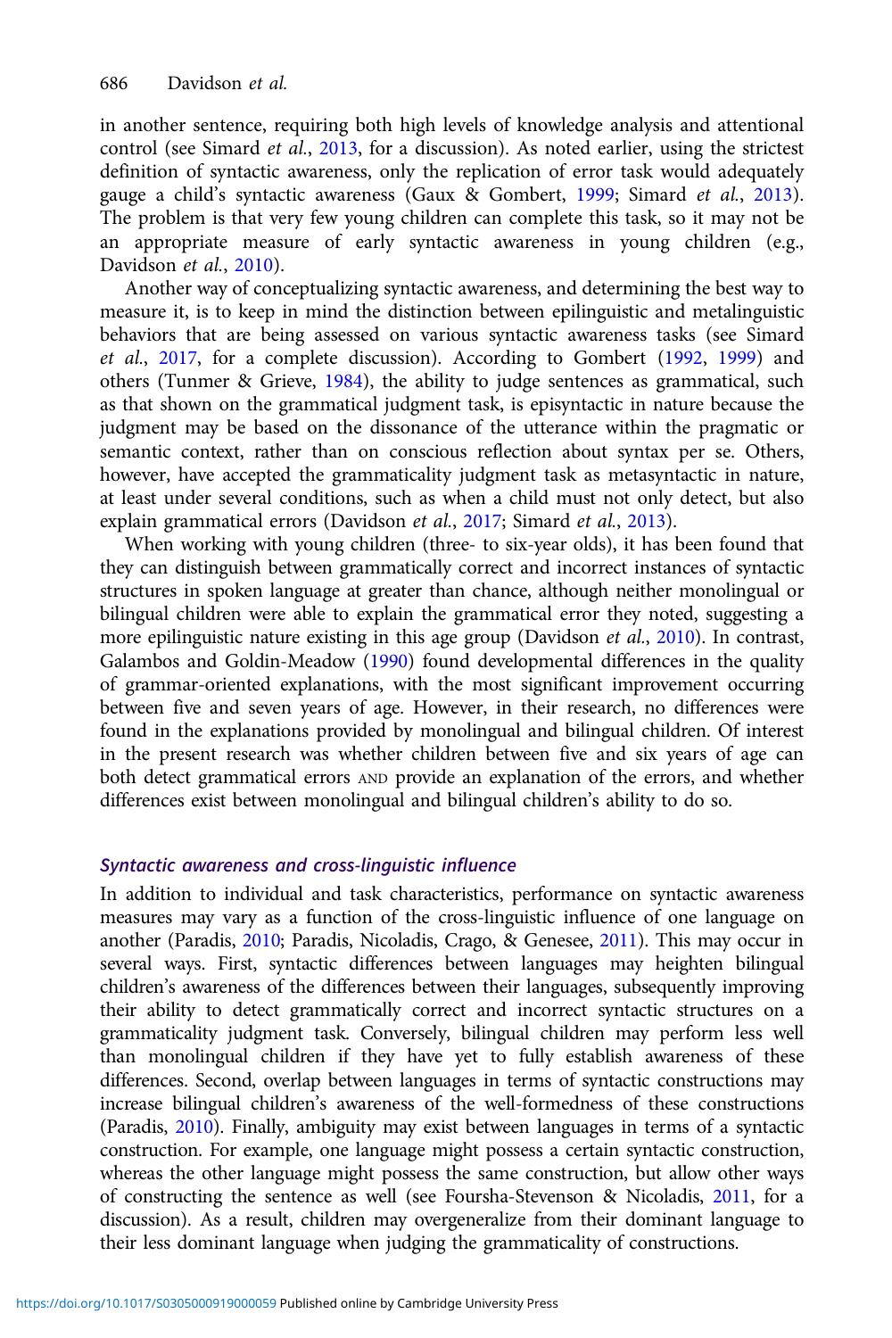in another sentence, requiring both high levels of knowledge analysis and attentional control (see Simard *et al.*, 2013, for a discussion). As noted earlier, using the strictest definition of syntactic awareness, only the replication of error task would adequately gauge a child's syntactic awareness (Gaux & Gombert, 1999; Simard *et al.*, 2013). The problem is that very few young children can complete this task, so it may not be an appropriate measure of early syntactic awareness in young children (e.g., Davidson *et al.*, 2010).

Another way of conceptualizing syntactic awareness, and determining the best way to measure it, is to keep in mind the distinction between epilinguistic and metalinguistic behaviors that are being assessed on various syntactic awareness tasks (see Simard *et al.*, 2017, for a complete discussion). According to Gombert (1992, 1999) and others (Tunmer & Grieve, 1984), the ability to judge sentences as grammatical, such as that shown on the grammatical judgment task, is episyntactic in nature because the judgment may be based on the dissonance of the utterance within the pragmatic or semantic context, rather than on conscious reflection about syntax per se. Others, however, have accepted the grammaticality judgment task as metasyntactic in nature, at least under several conditions, such as when a child must not only detect, but also explain grammatical errors (Davidson *et al.*, 2017; Simard *et al.*, 2013).

When working with young children (three- to six-year olds), it has been found that they can distinguish between grammatically correct and incorrect instances of syntactic structures in spoken language at greater than chance, although neither monolingual or bilingual children were able to explain the grammatical error they noted, suggesting a more epilinguistic nature existing in this age group (Davidson *et al.*, 2010). In contrast, Galambos and Goldin-Meadow (1990) found developmental differences in the quality of grammar-oriented explanations, with the most significant improvement occurring between five and seven years of age. However, in their research, no differences were found in the explanations provided by monolingual and bilingual children. Of interest in the present research was whether children between five and six years of age can both detect grammatical errors AND provide an explanation of the errors, and whether differences exist between monolingual and bilingual children's ability to do so.

### *Syntactic awareness and cross-linguistic influence*

In addition to individual and task characteristics, performance on syntactic awareness measures may vary as a function of the cross-linguistic influence of one language on another (Paradis, 2010; Paradis, Nicoladis, Crago, & Genesee, 2011). This may occur in several ways. First, syntactic differences between languages may heighten bilingual children's awareness of the differences between their languages, subsequently improving their ability to detect grammatically correct and incorrect syntactic structures on a grammaticality judgment task. Conversely, bilingual children may perform less well than monolingual children if they have yet to fully establish awareness of these differences. Second, overlap between languages in terms of syntactic constructions may increase bilingual children's awareness of the well-formedness of these constructions (Paradis, 2010). Finally, ambiguity may exist between languages in terms of a syntactic construction. For example, one language might possess a certain syntactic construction, whereas the other language might possess the same construction, but allow other ways of constructing the sentence as well (see Foursha-Stevenson & Nicoladis, 2011, for a discussion). As a result, children may overgeneralize from their dominant language to their less dominant language when judging the grammaticality of constructions.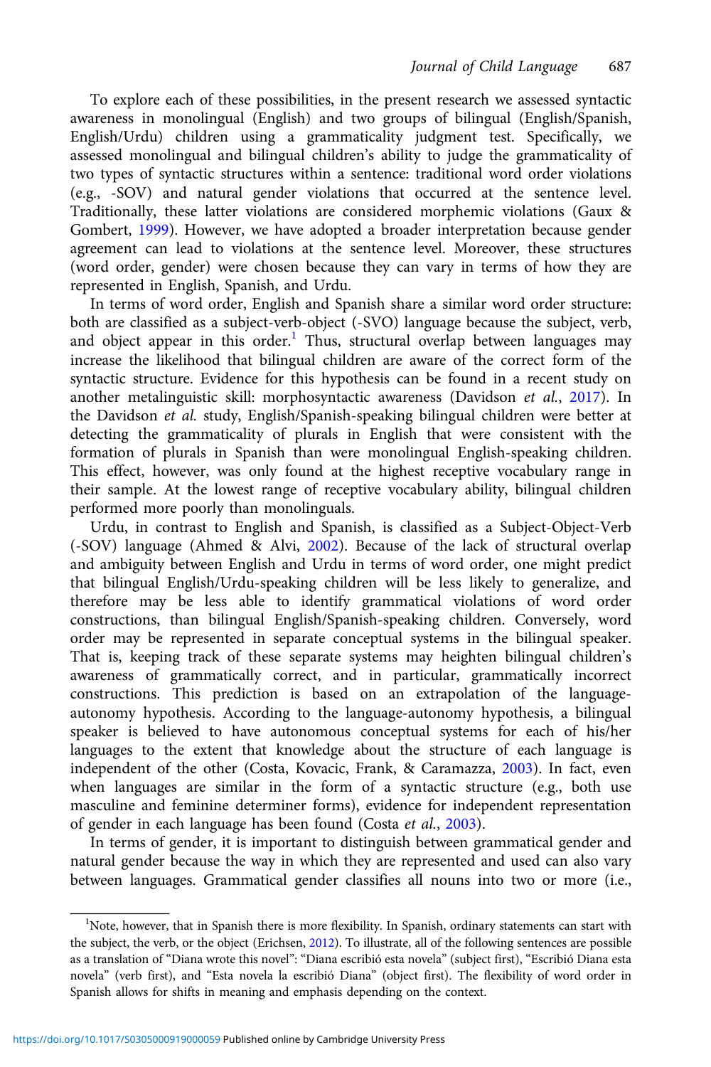To explore each of these possibilities, in the present research we assessed syntactic awareness in monolingual (English) and two groups of bilingual (English/Spanish, English/Urdu) children using a grammaticality judgment test. Specifically, we assessed monolingual and bilingual children's ability to judge the grammaticality of two types of syntactic structures within a sentence: traditional word order violations (e.g., -SOV) and natural gender violations that occurred at the sentence level. Traditionally, these latter violations are considered morphemic violations (Gaux & Gombert, 1999). However, we have adopted a broader interpretation because gender agreement can lead to violations at the sentence level. Moreover, these structures (word order, gender) were chosen because they can vary in terms of how they are represented in English, Spanish, and Urdu.

In terms of word order, English and Spanish share a similar word order structure: both are classified as a subject-verb-object (-SVO) language because the subject, verb, and object appear in this order.[1] Thus, structural overlap between languages may increase the likelihood that bilingual children are aware of the correct form of the syntactic structure. Evidence for this hypothesis can be found in a recent study on another metalinguistic skill: morphosyntactic awareness (Davidson *et al.*, 2017). In the Davidson *et al.* study, English/Spanish-speaking bilingual children were better at detecting the grammaticality of plurals in English that were consistent with the formation of plurals in Spanish than were monolingual English-speaking children. This effect, however, was only found at the highest receptive vocabulary range in their sample. At the lowest range of receptive vocabulary ability, bilingual children performed more poorly than monolinguals.

Urdu, in contrast to English and Spanish, is classified as a Subject-Object-Verb (-SOV) language (Ahmed & Alvi, 2002). Because of the lack of structural overlap and ambiguity between English and Urdu in terms of word order, one might predict that bilingual English/Urdu-speaking children will be less likely to generalize, and therefore may be less able to identify grammatical violations of word order constructions, than bilingual English/Spanish-speaking children. Conversely, word order may be represented in separate conceptual systems in the bilingual speaker. That is, keeping track of these separate systems may heighten bilingual children's awareness of grammatically correct, and in particular, grammatically incorrect constructions. This prediction is based on an extrapolation of the language-autonomy hypothesis. According to the language-autonomy hypothesis, a bilingual speaker is believed to have autonomous conceptual systems for each of his/her languages to the extent that knowledge about the structure of each language is independent of the other (Costa, Kovacic, Frank, & Caramazza, 2003). In fact, even when languages are similar in the form of a syntactic structure (e.g., both use masculine and feminine determiner forms), evidence for independent representation of gender in each language has been found (Costa *et al.*, 2003).

In terms of gender, it is important to distinguish between grammatical gender and natural gender because the way in which they are represented and used can also vary between languages. Grammatical gender classifies all nouns into two or more (i.e.,

---

[1]Note, however, that in Spanish there is more flexibility. In Spanish, ordinary statements can start with the subject, the verb, or the object (Erichsen, 2012). To illustrate, all of the following sentences are possible as a translation of "Diana wrote this novel": "Diana escribió esta novela" (subject first), "Escribió Diana esta novela" (verb first), and "Esta novela la escribió Diana" (object first). The flexibility of word order in Spanish allows for shifts in meaning and emphasis depending on the context.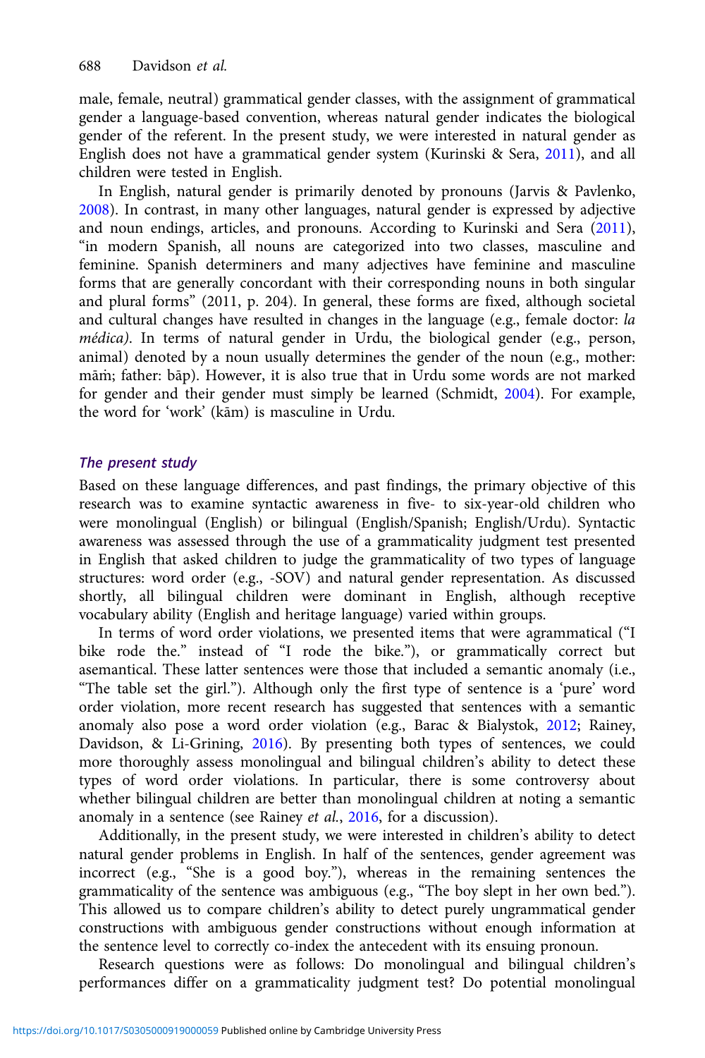male, female, neutral) grammatical gender classes, with the assignment of grammatical gender a language-based convention, whereas natural gender indicates the biological gender of the referent. In the present study, we were interested in natural gender as English does not have a grammatical gender system (Kurinski & Sera, 2011), and all children were tested in English.

In English, natural gender is primarily denoted by pronouns (Jarvis & Pavlenko, 2008). In contrast, in many other languages, natural gender is expressed by adjective and noun endings, articles, and pronouns. According to Kurinski and Sera (2011), "in modern Spanish, all nouns are categorized into two classes, masculine and feminine. Spanish determiners and many adjectives have feminine and masculine forms that are generally concordant with their corresponding nouns in both singular and plural forms" (2011, p. 204). In general, these forms are fixed, although societal and cultural changes have resulted in changes in the language (e.g., female doctor: *la médica)*. In terms of natural gender in Urdu, the biological gender (e.g., person, animal) denoted by a noun usually determines the gender of the noun (e.g., mother: māṁ; father: bāp). However, it is also true that in Urdu some words are not marked for gender and their gender must simply be learned (Schmidt, 2004). For example, the word for 'work' (kām) is masculine in Urdu.

## *The present study*

Based on these language differences, and past findings, the primary objective of this research was to examine syntactic awareness in five- to six-year-old children who were monolingual (English) or bilingual (English/Spanish; English/Urdu). Syntactic awareness was assessed through the use of a grammaticality judgment test presented in English that asked children to judge the grammaticality of two types of language structures: word order (e.g., -SOV) and natural gender representation. As discussed shortly, all bilingual children were dominant in English, although receptive vocabulary ability (English and heritage language) varied within groups.

In terms of word order violations, we presented items that were agrammatical ("I bike rode the." instead of "I rode the bike."), or grammatically correct but asemantical. These latter sentences were those that included a semantic anomaly (i.e., "The table set the girl."). Although only the first type of sentence is a 'pure' word order violation, more recent research has suggested that sentences with a semantic anomaly also pose a word order violation (e.g., Barac & Bialystok, 2012; Rainey, Davidson, & Li-Grining, 2016). By presenting both types of sentences, we could more thoroughly assess monolingual and bilingual children's ability to detect these types of word order violations. In particular, there is some controversy about whether bilingual children are better than monolingual children at noting a semantic anomaly in a sentence (see Rainey *et al.*, 2016, for a discussion).

Additionally, in the present study, we were interested in children's ability to detect natural gender problems in English. In half of the sentences, gender agreement was incorrect (e.g., "She is a good boy."), whereas in the remaining sentences the grammaticality of the sentence was ambiguous (e.g., "The boy slept in her own bed."). This allowed us to compare children's ability to detect purely ungrammatical gender constructions with ambiguous gender constructions without enough information at the sentence level to correctly co-index the antecedent with its ensuing pronoun.

Research questions were as follows: Do monolingual and bilingual children's performances differ on a grammaticality judgment test? Do potential monolingual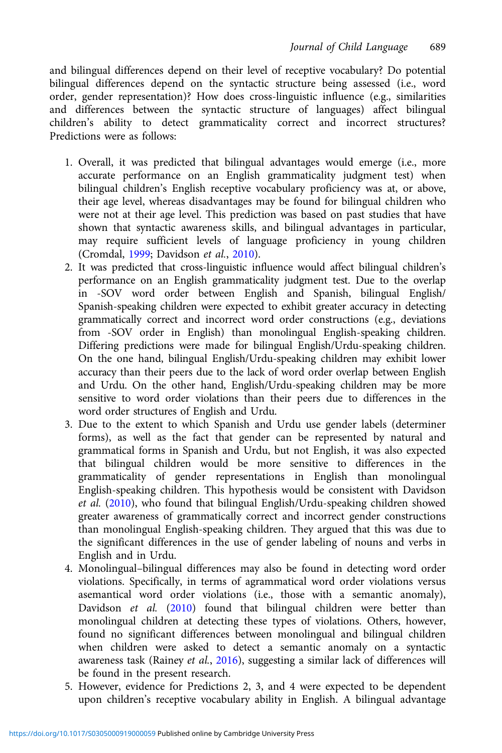and bilingual differences depend on their level of receptive vocabulary? Do potential bilingual differences depend on the syntactic structure being assessed (i.e., word order, gender representation)? How does cross-linguistic influence (e.g., similarities and differences between the syntactic structure of languages) affect bilingual children's ability to detect grammaticality correct and incorrect structures? Predictions were as follows:

1. Overall, it was predicted that bilingual advantages would emerge (i.e., more accurate performance on an English grammaticality judgment test) when bilingual children's English receptive vocabulary proficiency was at, or above, their age level, whereas disadvantages may be found for bilingual children who were not at their age level. This prediction was based on past studies that have shown that syntactic awareness skills, and bilingual advantages in particular, may require sufficient levels of language proficiency in young children (Cromdal, 1999; Davidson *et al.*, 2010).
2. It was predicted that cross-linguistic influence would affect bilingual children's performance on an English grammaticality judgment test. Due to the overlap in -SOV word order between English and Spanish, bilingual English/Spanish-speaking children were expected to exhibit greater accuracy in detecting grammatically correct and incorrect word order constructions (e.g., deviations from -SOV order in English) than monolingual English-speaking children. Differing predictions were made for bilingual English/Urdu-speaking children. On the one hand, bilingual English/Urdu-speaking children may exhibit lower accuracy than their peers due to the lack of word order overlap between English and Urdu. On the other hand, English/Urdu-speaking children may be more sensitive to word order violations than their peers due to differences in the word order structures of English and Urdu.
3. Due to the extent to which Spanish and Urdu use gender labels (determiner forms), as well as the fact that gender can be represented by natural and grammatical forms in Spanish and Urdu, but not English, it was also expected that bilingual children would be more sensitive to differences in the grammaticality of gender representations in English than monolingual English-speaking children. This hypothesis would be consistent with Davidson *et al.* (2010), who found that bilingual English/Urdu-speaking children showed greater awareness of grammatically correct and incorrect gender constructions than monolingual English-speaking children. They argued that this was due to the significant differences in the use of gender labeling of nouns and verbs in English and in Urdu.
4. Monolingual–bilingual differences may also be found in detecting word order violations. Specifically, in terms of agrammatical word order violations versus asemantical word order violations (i.e., those with a semantic anomaly), Davidson *et al.* (2010) found that bilingual children were better than monolingual children at detecting these types of violations. Others, however, found no significant differences between monolingual and bilingual children when children were asked to detect a semantic anomaly on a syntactic awareness task (Rainey *et al.*, 2016), suggesting a similar lack of differences will be found in the present research.
5. However, evidence for Predictions 2, 3, and 4 were expected to be dependent upon children's receptive vocabulary ability in English. A bilingual advantage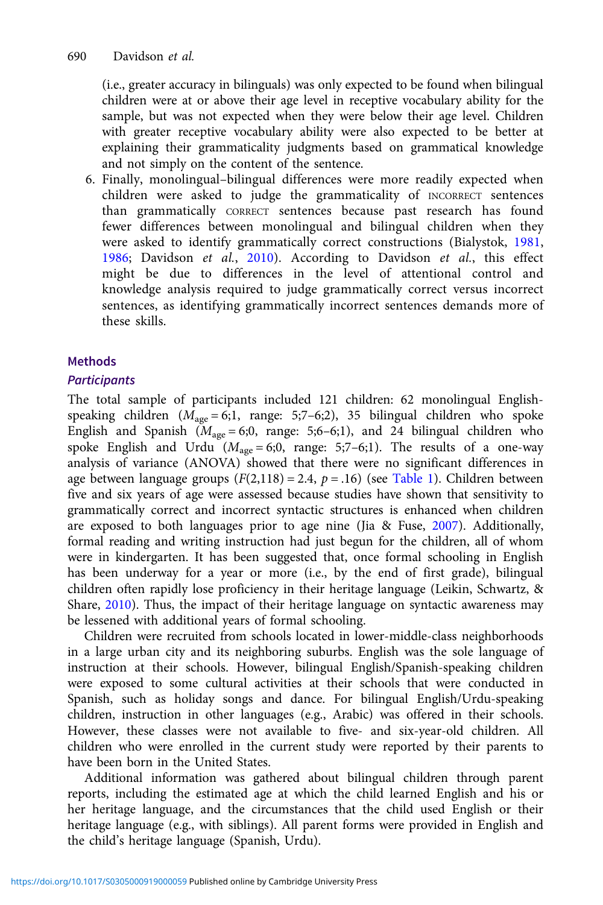(i.e., greater accuracy in bilinguals) was only expected to be found when bilingual children were at or above their age level in receptive vocabulary ability for the sample, but was not expected when they were below their age level. Children with greater receptive vocabulary ability were also expected to be better at explaining their grammaticality judgments based on grammatical knowledge and not simply on the content of the sentence.

6. Finally, monolingual–bilingual differences were more readily expected when children were asked to judge the grammaticality of INCORRECT sentences than grammatically CORRECT sentences because past research has found fewer differences between monolingual and bilingual children when they were asked to identify grammatically correct constructions (Bialystok, 1981, 1986; Davidson *et al.*, 2010). According to Davidson *et al.*, this effect might be due to differences in the level of attentional control and knowledge analysis required to judge grammatically correct versus incorrect sentences, as identifying grammatically incorrect sentences demands more of these skills.

## Methods

### *Participants*

The total sample of participants included 121 children: 62 monolingual English-speaking children ($M_{age} = 6;1$, range: 5;7–6;2), 35 bilingual children who spoke English and Spanish ($M_{age} = 6;0$, range: 5;6–6;1), and 24 bilingual children who spoke English and Urdu ($M_{age} = 6;0$, range: 5;7–6;1). The results of a one-way analysis of variance (ANOVA) showed that there were no significant differences in age between language groups ($F(2,118) = 2.4$, $p = .16$) (see Table 1). Children between five and six years of age were assessed because studies have shown that sensitivity to grammatically correct and incorrect syntactic structures is enhanced when children are exposed to both languages prior to age nine (Jia & Fuse, 2007). Additionally, formal reading and writing instruction had just begun for the children, all of whom were in kindergarten. It has been suggested that, once formal schooling in English has been underway for a year or more (i.e., by the end of first grade), bilingual children often rapidly lose proficiency in their heritage language (Leikin, Schwartz, & Share, 2010). Thus, the impact of their heritage language on syntactic awareness may be lessened with additional years of formal schooling.

Children were recruited from schools located in lower-middle-class neighborhoods in a large urban city and its neighboring suburbs. English was the sole language of instruction at their schools. However, bilingual English/Spanish-speaking children were exposed to some cultural activities at their schools that were conducted in Spanish, such as holiday songs and dance. For bilingual English/Urdu-speaking children, instruction in other languages (e.g., Arabic) was offered in their schools. However, these classes were not available to five- and six-year-old children. All children who were enrolled in the current study were reported by their parents to have been born in the United States.

Additional information was gathered about bilingual children through parent reports, including the estimated age at which the child learned English and his or her heritage language, and the circumstances that the child used English or their heritage language (e.g., with siblings). All parent forms were provided in English and the child's heritage language (Spanish, Urdu).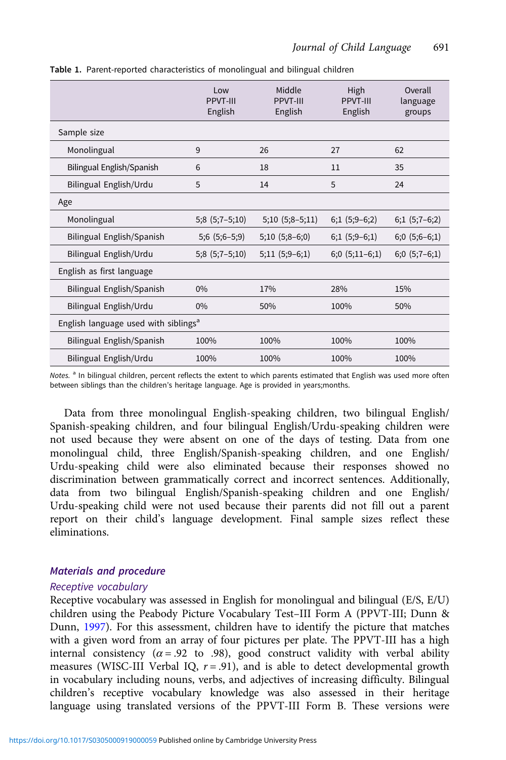**Table 1.** Parent-reported characteristics of monolingual and bilingual children

| | Low PPVT-III English | Middle PPVT-III English | High PPVT-III English | Overall language groups |
|---|---|---|---|---|
| Sample size | | | | |
| Monolingual | 9 | 26 | 27 | 62 |
| Bilingual English/Spanish | 6 | 18 | 11 | 35 |
| Bilingual English/Urdu | 5 | 14 | 5 | 24 |
| Age | | | | |
| Monolingual | 5;8 (5;7–5;10) | 5;10 (5;8–5;11) | 6;1 (5;9–6;2) | 6;1 (5;7–6;2) |
| Bilingual English/Spanish | 5;6 (5;6–5;9) | 5;10 (5;8–6;0) | 6;1 (5;9–6;1) | 6;0 (5;6–6;1) |
| Bilingual English/Urdu | 5;8 (5;7–5;10) | 5;11 (5;9–6;1) | 6;0 (5;11–6;1) | 6;0 (5;7–6;1) |
| English as first language | | | | |
| Bilingual English/Spanish | 0% | 17% | 28% | 15% |
| Bilingual English/Urdu | 0% | 50% | 100% | 50% |
| English language used with siblings[a] | | | | |
| Bilingual English/Spanish | 100% | 100% | 100% | 100% |
| Bilingual English/Urdu | 100% | 100% | 100% | 100% |

*Notes.* [a] In bilingual children, percent reflects the extent to which parents estimated that English was used more often between siblings than the children's heritage language. Age is provided in years;months.

Data from three monolingual English-speaking children, two bilingual English/Spanish-speaking children, and four bilingual English/Urdu-speaking children were not used because they were absent on one of the days of testing. Data from one monolingual child, three English/Spanish-speaking children, and one English/Urdu-speaking child were also eliminated because their responses showed no discrimination between grammatically correct and incorrect sentences. Additionally, data from two bilingual English/Spanish-speaking children and one English/Urdu-speaking child were not used because their parents did not fill out a parent report on their child's language development. Final sample sizes reflect these eliminations.

## *Materials and procedure*

### *Receptive vocabulary*

Receptive vocabulary was assessed in English for monolingual and bilingual (E/S, E/U) children using the Peabody Picture Vocabulary Test–III Form A (PPVT-III; Dunn & Dunn, 1997). For this assessment, children have to identify the picture that matches with a given word from an array of four pictures per plate. The PPVT-III has a high internal consistency ($\alpha = .92$ to $.98$), good construct validity with verbal ability measures (WISC-III Verbal IQ, $r = .91$), and is able to detect developmental growth in vocabulary including nouns, verbs, and adjectives of increasing difficulty. Bilingual children's receptive vocabulary knowledge was also assessed in their heritage language using translated versions of the PPVT-III Form B. These versions were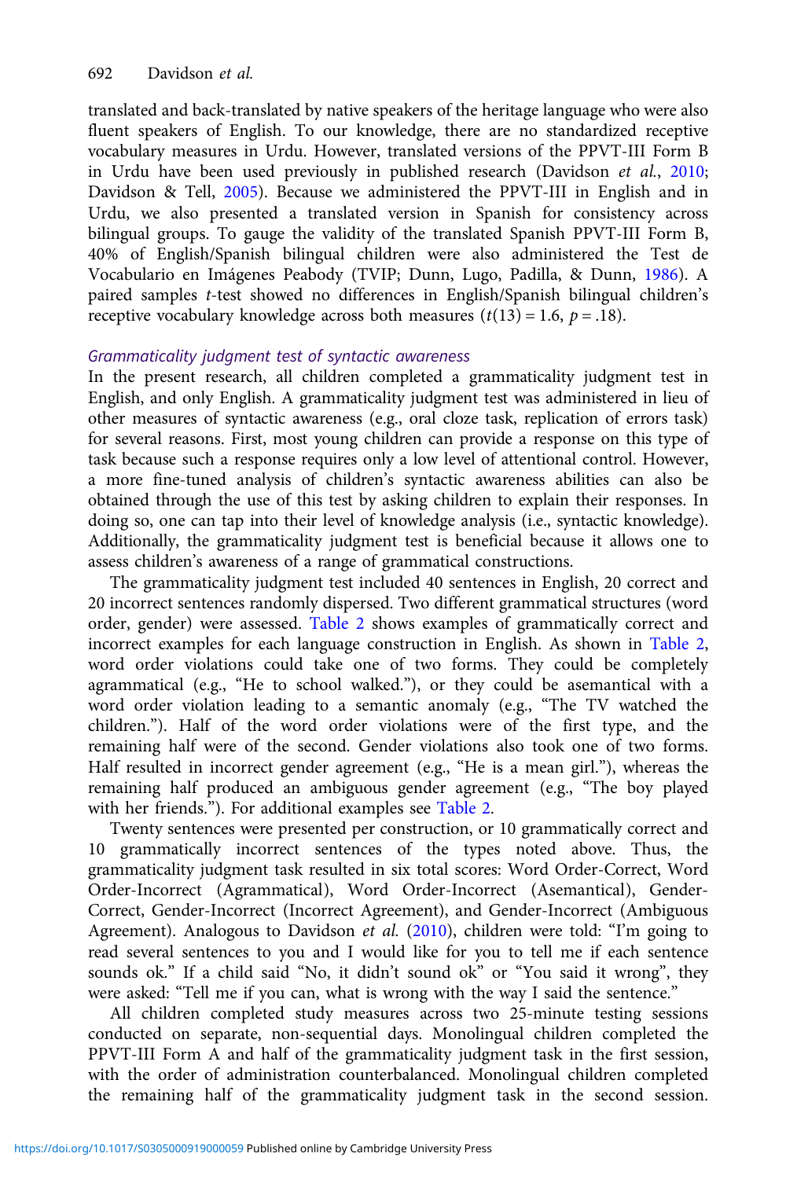translated and back-translated by native speakers of the heritage language who were also fluent speakers of English. To our knowledge, there are no standardized receptive vocabulary measures in Urdu. However, translated versions of the PPVT-III Form B in Urdu have been used previously in published research (Davidson *et al.*, 2010; Davidson & Tell, 2005). Because we administered the PPVT-III in English and in Urdu, we also presented a translated version in Spanish for consistency across bilingual groups. To gauge the validity of the translated Spanish PPVT-III Form B, 40% of English/Spanish bilingual children were also administered the Test de Vocabulario en Imágenes Peabody (TVIP; Dunn, Lugo, Padilla, & Dunn, 1986). A paired samples *t*-test showed no differences in English/Spanish bilingual children's receptive vocabulary knowledge across both measures ($t(13) = 1.6$, $p = .18$).

### *Grammaticality judgment test of syntactic awareness*

In the present research, all children completed a grammaticality judgment test in English, and only English. A grammaticality judgment test was administered in lieu of other measures of syntactic awareness (e.g., oral cloze task, replication of errors task) for several reasons. First, most young children can provide a response on this type of task because such a response requires only a low level of attentional control. However, a more fine-tuned analysis of children's syntactic awareness abilities can also be obtained through the use of this test by asking children to explain their responses. In doing so, one can tap into their level of knowledge analysis (i.e., syntactic knowledge). Additionally, the grammaticality judgment test is beneficial because it allows one to assess children's awareness of a range of grammatical constructions.

The grammaticality judgment test included 40 sentences in English, 20 correct and 20 incorrect sentences randomly dispersed. Two different grammatical structures (word order, gender) were assessed. Table 2 shows examples of grammatically correct and incorrect examples for each language construction in English. As shown in Table 2, word order violations could take one of two forms. They could be completely agrammatical (e.g., "He to school walked."), or they could be asemantical with a word order violation leading to a semantic anomaly (e.g., "The TV watched the children."). Half of the word order violations were of the first type, and the remaining half were of the second. Gender violations also took one of two forms. Half resulted in incorrect gender agreement (e.g., "He is a mean girl."), whereas the remaining half produced an ambiguous gender agreement (e.g., "The boy played with her friends."). For additional examples see Table 2.

Twenty sentences were presented per construction, or 10 grammatically correct and 10 grammatically incorrect sentences of the types noted above. Thus, the grammaticality judgment task resulted in six total scores: Word Order-Correct, Word Order-Incorrect (Agrammatical), Word Order-Incorrect (Asemantical), Gender-Correct, Gender-Incorrect (Incorrect Agreement), and Gender-Incorrect (Ambiguous Agreement). Analogous to Davidson *et al.* (2010), children were told: "I'm going to read several sentences to you and I would like for you to tell me if each sentence sounds ok." If a child said "No, it didn't sound ok" or "You said it wrong", they were asked: "Tell me if you can, what is wrong with the way I said the sentence."

All children completed study measures across two 25-minute testing sessions conducted on separate, non-sequential days. Monolingual children completed the PPVT-III Form A and half of the grammaticality judgment task in the first session, with the order of administration counterbalanced. Monolingual children completed the remaining half of the grammaticality judgment task in the second session.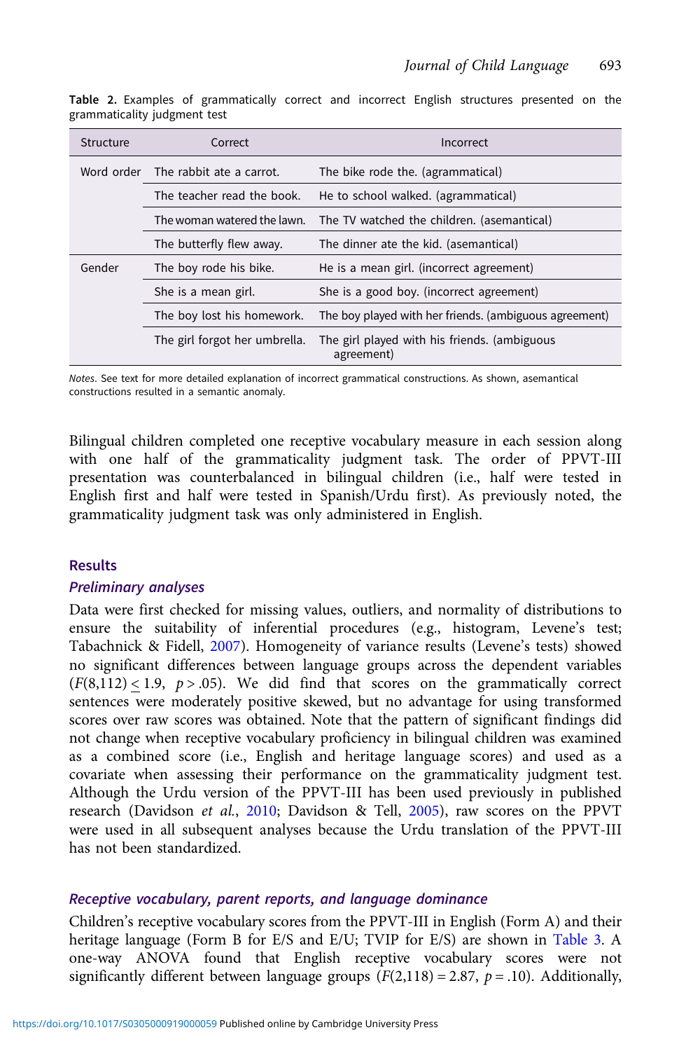**Table 2.** Examples of grammatically correct and incorrect English structures presented on the grammaticality judgment test

| Structure | Correct | Incorrect |
|---|---|---|
| Word order | The rabbit ate a carrot. | The bike rode the. (agrammatical) |
| | The teacher read the book. | He to school walked. (agrammatical) |
| | The woman watered the lawn. | The TV watched the children. (asemantical) |
| | The butterfly flew away. | The dinner ate the kid. (asemantical) |
| Gender | The boy rode his bike. | He is a mean girl. (incorrect agreement) |
| | She is a mean girl. | She is a good boy. (incorrect agreement) |
| | The boy lost his homework. | The boy played with her friends. (ambiguous agreement) |
| | The girl forgot her umbrella. | The girl played with his friends. (ambiguous agreement) |

*Notes*. See text for more detailed explanation of incorrect grammatical constructions. As shown, asemantical constructions resulted in a semantic anomaly.

Bilingual children completed one receptive vocabulary measure in each session along with one half of the grammaticality judgment task. The order of PPVT-III presentation was counterbalanced in bilingual children (i.e., half were tested in English first and half were tested in Spanish/Urdu first). As previously noted, the grammaticality judgment task was only administered in English.

## Results

### *Preliminary analyses*

Data were first checked for missing values, outliers, and normality of distributions to ensure the suitability of inferential procedures (e.g., histogram, Levene's test; Tabachnick & Fidell, 2007). Homogeneity of variance results (Levene's tests) showed no significant differences between language groups across the dependent variables ($F(8,112) \leq 1.9$, $p > .05$). We did find that scores on the grammatically correct sentences were moderately positive skewed, but no advantage for using transformed scores over raw scores was obtained. Note that the pattern of significant findings did not change when receptive vocabulary proficiency in bilingual children was examined as a combined score (i.e., English and heritage language scores) and used as a covariate when assessing their performance on the grammaticality judgment test. Although the Urdu version of the PPVT-III has been used previously in published research (Davidson *et al.*, 2010; Davidson & Tell, 2005), raw scores on the PPVT were used in all subsequent analyses because the Urdu translation of the PPVT-III has not been standardized.

### *Receptive vocabulary, parent reports, and language dominance*

Children's receptive vocabulary scores from the PPVT-III in English (Form A) and their heritage language (Form B for E/S and E/U; TVIP for E/S) are shown in Table 3. A one-way ANOVA found that English receptive vocabulary scores were not significantly different between language groups ($F(2,118) = 2.87$, $p = .10$). Additionally,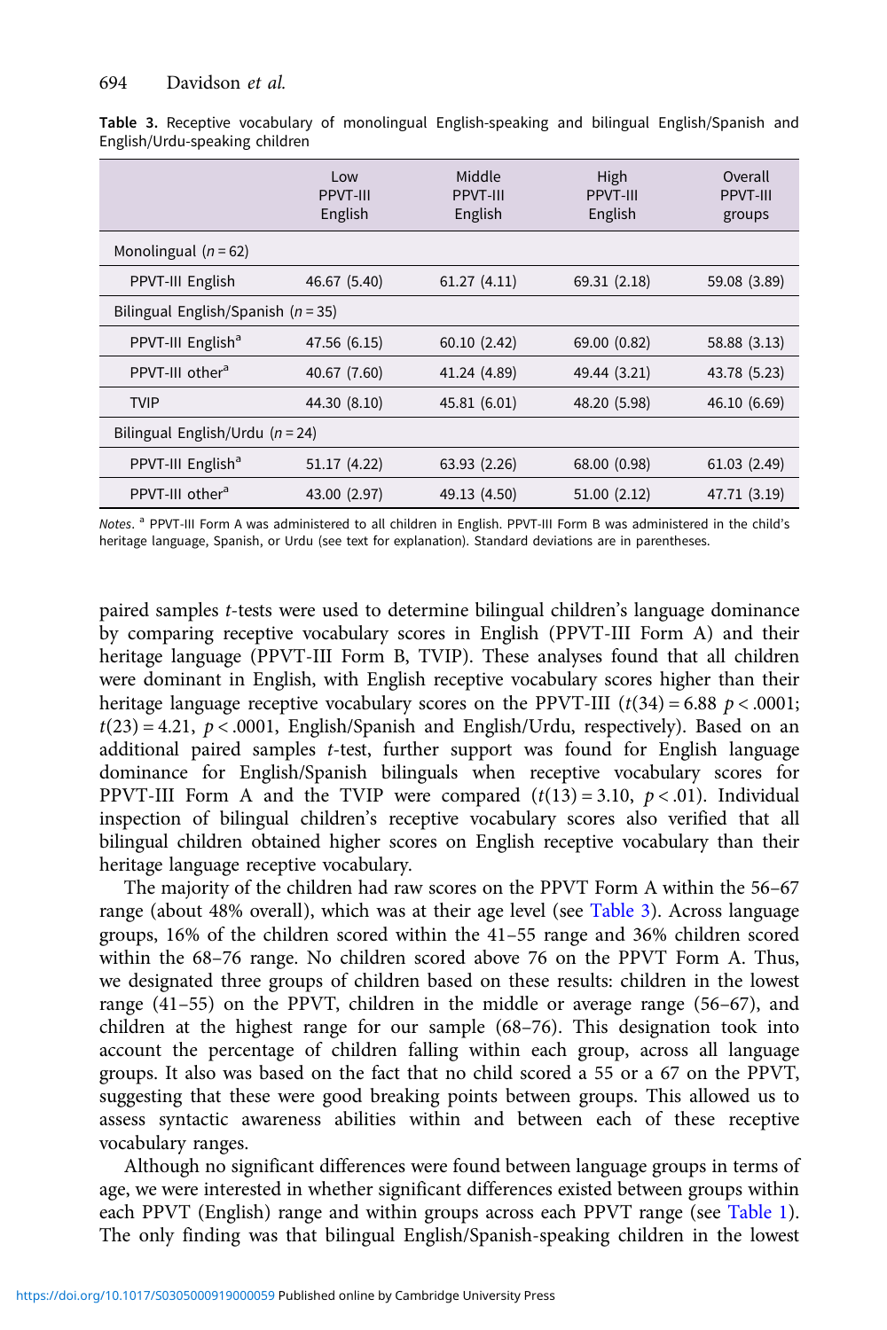**Table 3.** Receptive vocabulary of monolingual English-speaking and bilingual English/Spanish and English/Urdu-speaking children

| | Low PPVT-III English | Middle PPVT-III English | High PPVT-III English | Overall PPVT-III groups |
|---|---|---|---|---|
| Monolingual ($n = 62$) | | | | |
| PPVT-III English | 46.67 (5.40) | 61.27 (4.11) | 69.31 (2.18) | 59.08 (3.89) |
| Bilingual English/Spanish ($n = 35$) | | | | |
| PPVT-III English[a] | 47.56 (6.15) | 60.10 (2.42) | 69.00 (0.82) | 58.88 (3.13) |
| PPVT-III other[a] | 40.67 (7.60) | 41.24 (4.89) | 49.44 (3.21) | 43.78 (5.23) |
| TVIP | 44.30 (8.10) | 45.81 (6.01) | 48.20 (5.98) | 46.10 (6.69) |
| Bilingual English/Urdu ($n = 24$) | | | | |
| PPVT-III English[a] | 51.17 (4.22) | 63.93 (2.26) | 68.00 (0.98) | 61.03 (2.49) |
| PPVT-III other[a] | 43.00 (2.97) | 49.13 (4.50) | 51.00 (2.12) | 47.71 (3.19) |

*Notes*. [a] PPVT-III Form A was administered to all children in English. PPVT-III Form B was administered in the child's heritage language, Spanish, or Urdu (see text for explanation). Standard deviations are in parentheses.

paired samples *t*-tests were used to determine bilingual children's language dominance by comparing receptive vocabulary scores in English (PPVT-III Form A) and their heritage language (PPVT-III Form B, TVIP). These analyses found that all children were dominant in English, with English receptive vocabulary scores higher than their heritage language receptive vocabulary scores on the PPVT-III ($t(34) = 6.88$ $p < .0001$; $t(23) = 4.21$, $p < .0001$, English/Spanish and English/Urdu, respectively). Based on an additional paired samples *t*-test, further support was found for English language dominance for English/Spanish bilinguals when receptive vocabulary scores for PPVT-III Form A and the TVIP were compared ($(t(13) = 3.10$, $p < .01)$. Individual inspection of bilingual children's receptive vocabulary scores also verified that all bilingual children obtained higher scores on English receptive vocabulary than their heritage language receptive vocabulary.

The majority of the children had raw scores on the PPVT Form A within the 56–67 range (about 48% overall), which was at their age level (see Table 3). Across language groups, 16% of the children scored within the 41–55 range and 36% children scored within the 68–76 range. No children scored above 76 on the PPVT Form A. Thus, we designated three groups of children based on these results: children in the lowest range (41–55) on the PPVT, children in the middle or average range (56–67), and children at the highest range for our sample (68–76). This designation took into account the percentage of children falling within each group, across all language groups. It also was based on the fact that no child scored a 55 or a 67 on the PPVT, suggesting that these were good breaking points between groups. This allowed us to assess syntactic awareness abilities within and between each of these receptive vocabulary ranges.

Although no significant differences were found between language groups in terms of age, we were interested in whether significant differences existed between groups within each PPVT (English) range and within groups across each PPVT range (see Table 1). The only finding was that bilingual English/Spanish-speaking children in the lowest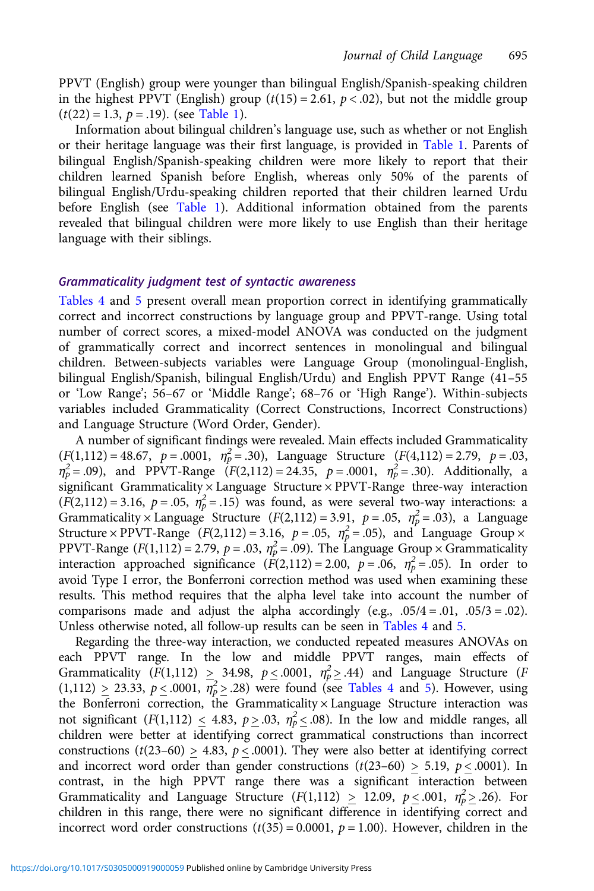PPVT (English) group were younger than bilingual English/Spanish-speaking children in the highest PPVT (English) group ($t(15) = 2.61$, $p < .02$), but not the middle group ($t(22) = 1.3$, $p = .19$). (see Table 1).

Information about bilingual children's language use, such as whether or not English or their heritage language was their first language, is provided in Table 1. Parents of bilingual English/Spanish-speaking children were more likely to report that their children learned Spanish before English, whereas only 50% of the parents of bilingual English/Urdu-speaking children reported that their children learned Urdu before English (see Table 1). Additional information obtained from the parents revealed that bilingual children were more likely to use English than their heritage language with their siblings.

### *Grammaticality judgment test of syntactic awareness*

Tables 4 and 5 present overall mean proportion correct in identifying grammatically correct and incorrect constructions by language group and PPVT-range. Using total number of correct scores, a mixed-model ANOVA was conducted on the judgment of grammatically correct and incorrect sentences in monolingual and bilingual children. Between-subjects variables were Language Group (monolingual-English, bilingual English/Spanish, bilingual English/Urdu) and English PPVT Range (41–55 or 'Low Range'; 56–67 or 'Middle Range'; 68–76 or 'High Range'). Within-subjects variables included Grammaticality (Correct Constructions, Incorrect Constructions) and Language Structure (Word Order, Gender).

A number of significant findings were revealed. Main effects included Grammaticality ($F(1,112) = 48.67$, $p = .0001$, $\eta_p^2 = .30$), Language Structure ($F(4,112) = 2.79$, $p = .03$, $\eta_p^2 = .09$), and PPVT-Range ($F(2,112) = 24.35$, $p = .0001$, $\eta_p^2 = .30$). Additionally, a significant Grammaticality × Language Structure × PPVT-Range three-way interaction ($F(2,112) = 3.16$, $p = .05$, $\eta_p^2 = .15$) was found, as were several two-way interactions: a Grammaticality × Language Structure ($F(2,112) = 3.91$, $p = .05$, $\eta_p^2 = .03$), a Language Structure × PPVT-Range ($F(2,112) = 3.16$, $p = .05$, $\eta_p^2 = .05$), and Language Group × PPVT-Range ($F(1,112) = 2.79$, $p = .03$, $\eta_p^2 = .09$). The Language Group × Grammaticality interaction approached significance ($F(2,112) = 2.00$, $p = .06$, $\eta_p^2 = .05$). In order to avoid Type I error, the Bonferroni correction method was used when examining these results. This method requires that the alpha level take into account the number of comparisons made and adjust the alpha accordingly (e.g., .05/4 = .01, .05/3 = .02). Unless otherwise noted, all follow-up results can be seen in Tables 4 and 5.

Regarding the three-way interaction, we conducted repeated measures ANOVAs on each PPVT range. In the low and middle PPVT ranges, main effects of Grammaticality ($F(1,112) \geq 34.98$, $p \leq .0001$, $\eta_p^2 \geq .44$) and Language Structure ($F(1,112) \geq 23.33$, $p \leq .0001$, $\eta_p^2 \geq .28$) were found (see Tables 4 and 5). However, using the Bonferroni correction, the Grammaticality × Language Structure interaction was not significant ($F(1,112) \leq 4.83$, $p \geq .03$, $\eta_p^2 \leq .08$). In the low and middle ranges, all children were better at identifying correct grammatical constructions than incorrect constructions ($t(23–60) \geq 4.83$, $p \leq .0001$). They were also better at identifying correct and incorrect word order than gender constructions ($t(23–60) \geq 5.19$, $p \leq .0001$). In contrast, in the high PPVT range there was a significant interaction between Grammaticality and Language Structure ($F(1,112) \geq 12.09$, $p \leq .001$, $\eta_p^2 \geq .26$). For children in this range, there were no significant difference in identifying correct and incorrect word order constructions ($t(35) = 0.0001$, $p = 1.00$). However, children in the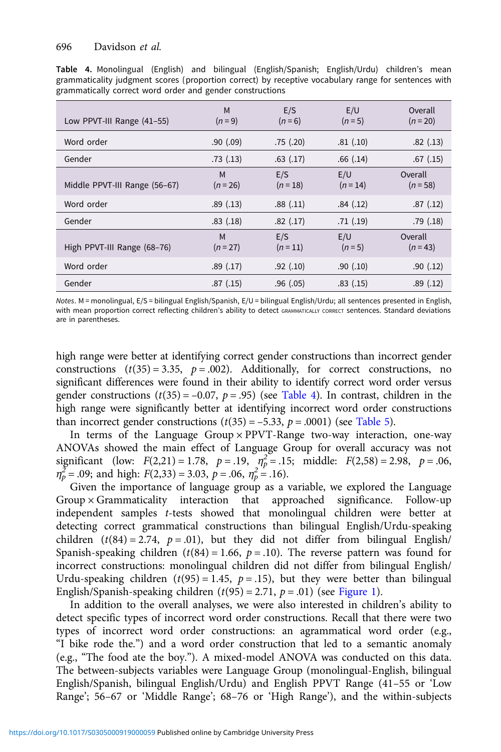**Table 4.** Monolingual (English) and bilingual (English/Spanish; English/Urdu) children's mean grammaticality judgment scores (proportion correct) by receptive vocabulary range for sentences with grammatically correct word order and gender constructions

| Low PPVT-III Range (41–55) | M ($n = 9$) | E/S ($n = 6$) | E/U ($n = 5$) | Overall ($n = 20$) |
|---|---|---|---|---|
| Word order | .90 (.09) | .75 (.20) | .81 (.10) | .82 (.13) |
| Gender | .73 (.13) | .63 (.17) | .66 (.14) | .67 (.15) |
| **Middle PPVT-III Range (56–67)** | **M ($n = 26$)** | **E/S ($n = 18$)** | **E/U ($n = 14$)** | **Overall ($n = 58$)** |
| Word order | .89 (.13) | .88 (.11) | .84 (.12) | .87 (.12) |
| Gender | .83 (.18) | .82 (.17) | .71 (.19) | .79 (.18) |
| **High PPVT-III Range (68–76)** | **M ($n = 27$)** | **E/S ($n = 11$)** | **E/U ($n = 5$)** | **Overall ($n = 43$)** |
| Word order | .89 (.17) | .92 (.10) | .90 (.10) | .90 (.12) |
| Gender | .87 (.15) | .96 (.05) | .83 (.15) | .89 (.12) |

*Notes*. M = monolingual, E/S = bilingual English/Spanish, E/U = bilingual English/Urdu; all sentences presented in English, with mean proportion correct reflecting children's ability to detect GRAMMATICALLY CORRECT sentences. Standard deviations are in parentheses.

high range were better at identifying correct gender constructions than incorrect gender constructions ($t(35) = 3.35$, $p = .002$). Additionally, for correct constructions, no significant differences were found in their ability to identify correct word order versus gender constructions ($t(35) = -0.07$, $p = .95$) (see Table 4). In contrast, children in the high range were significantly better at identifying incorrect word order constructions than incorrect gender constructions ($t(35) = -5.33$, $p = .0001$) (see Table 5).

In terms of the Language Group × PPVT-Range two-way interaction, one-way ANOVAs showed the main effect of Language Group for overall accuracy was not significant (low: $F(2,21) = 1.78$, $p = .19$, $\eta_p^2 = .15$; middle: $F(2,58) = 2.98$, $p = .06$, $\eta_p^2 = .09$; and high: $F(2,33) = 3.03$, $p = .06$, $\eta_p^2 = .16$).

Given the importance of language group as a variable, we explored the Language Group × Grammaticality interaction that approached significance. Follow-up independent samples *t*-tests showed that monolingual children were better at detecting correct grammatical constructions than bilingual English/Urdu-speaking children ($t(84) = 2.74$, $p = .01$), but they did not differ from bilingual English/Spanish-speaking children ($t(84) = 1.66$, $p = .10$). The reverse pattern was found for incorrect constructions: monolingual children did not differ from bilingual English/Urdu-speaking children ($t(95) = 1.45$, $p = .15$), but they were better than bilingual English/Spanish-speaking children ($t(95) = 2.71$, $p = .01$) (see Figure 1).

In addition to the overall analyses, we were also interested in children's ability to detect specific types of incorrect word order constructions. Recall that there were two types of incorrect word order constructions: an agrammatical word order (e.g., "I bike rode the.") and a word order construction that led to a semantic anomaly (e.g., "The food ate the boy."). A mixed-model ANOVA was conducted on this data. The between-subjects variables were Language Group (monolingual-English, bilingual English/Spanish, bilingual English/Urdu) and English PPVT Range (41–55 or 'Low Range'; 56–67 or 'Middle Range'; 68–76 or 'High Range'), and the within-subjects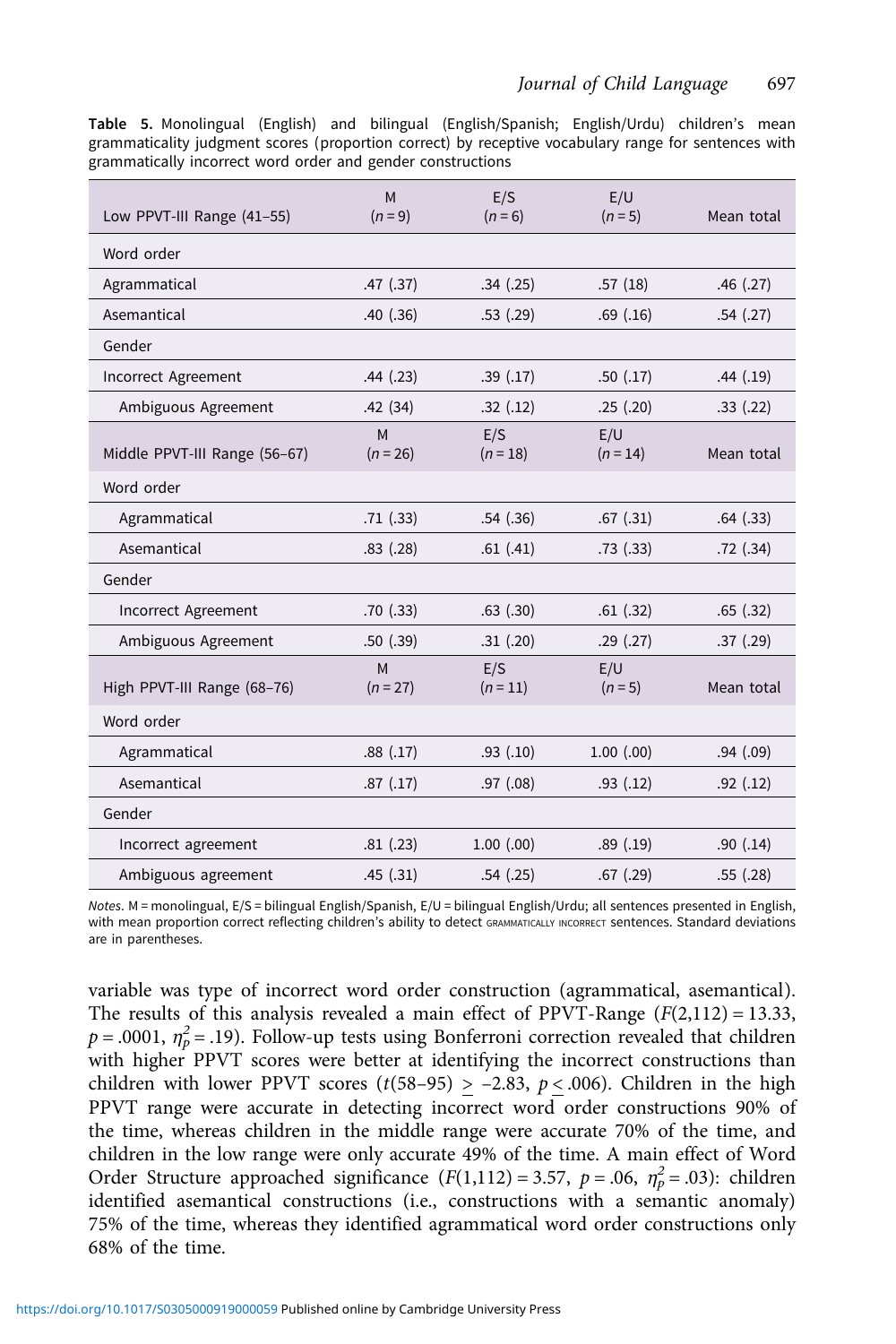**Table 5.** Monolingual (English) and bilingual (English/Spanish; English/Urdu) children's mean grammaticality judgment scores (proportion correct) by receptive vocabulary range for sentences with grammatically incorrect word order and gender constructions

| Low PPVT-III Range (41–55) | M ($n = 9$) | E/S ($n = 6$) | E/U ($n = 5$) | Mean total |
|---|---|---|---|---|
| Word order | | | | |
| Agrammatical | .47 (.37) | .34 (.25) | .57 (18) | .46 (.27) |
| Asemantical | .40 (.36) | .53 (.29) | .69 (.16) | .54 (.27) |
| Gender | | | | |
| Incorrect Agreement | .44 (.23) | .39 (.17) | .50 (.17) | .44 (.19) |
| Ambiguous Agreement | .42 (34) | .32 (.12) | .25 (.20) | .33 (.22) |
| **Middle PPVT-III Range (56–67)** | **M ($n = 26$)** | **E/S ($n = 18$)** | **E/U ($n = 14$)** | **Mean total** |
| Word order | | | | |
| Agrammatical | .71 (.33) | .54 (.36) | .67 (.31) | .64 (.33) |
| Asemantical | .83 (.28) | .61 (.41) | .73 (.33) | .72 (.34) |
| Gender | | | | |
| Incorrect Agreement | .70 (.33) | .63 (.30) | .61 (.32) | .65 (.32) |
| Ambiguous Agreement | .50 (.39) | .31 (.20) | .29 (.27) | .37 (.29) |
| **High PPVT-III Range (68–76)** | **M ($n = 27$)** | **E/S ($n = 11$)** | **E/U ($n = 5$)** | **Mean total** |
| Word order | | | | |
| Agrammatical | .88 (.17) | .93 (.10) | 1.00 (.00) | .94 (.09) |
| Asemantical | .87 (.17) | .97 (.08) | .93 (.12) | .92 (.12) |
| Gender | | | | |
| Incorrect agreement | .81 (.23) | 1.00 (.00) | .89 (.19) | .90 (.14) |
| Ambiguous agreement | .45 (.31) | .54 (.25) | .67 (.29) | .55 (.28) |

*Notes*. M = monolingual, E/S = bilingual English/Spanish, E/U = bilingual English/Urdu; all sentences presented in English, with mean proportion correct reflecting children's ability to detect GRAMMATICALLY INCORRECT sentences. Standard deviations are in parentheses.

variable was type of incorrect word order construction (agrammatical, asemantical). The results of this analysis revealed a main effect of PPVT-Range ($F(2,112) = 13.33$, $p = .0001$, $\eta_p^2 = .19$). Follow-up tests using Bonferroni correction revealed that children with higher PPVT scores were better at identifying the incorrect constructions than children with lower PPVT scores ($t(58–95) \geq -2.83$, $p \leq .006$). Children in the high PPVT range were accurate in detecting incorrect word order constructions 90% of the time, whereas children in the middle range were accurate 70% of the time, and children in the low range were only accurate 49% of the time. A main effect of Word Order Structure approached significance ($F(1,112) = 3.57$, $p = .06$, $\eta_p^2 = .03$): children identified asemantical constructions (i.e., constructions with a semantic anomaly) 75% of the time, whereas they identified agrammatical word order constructions only 68% of the time.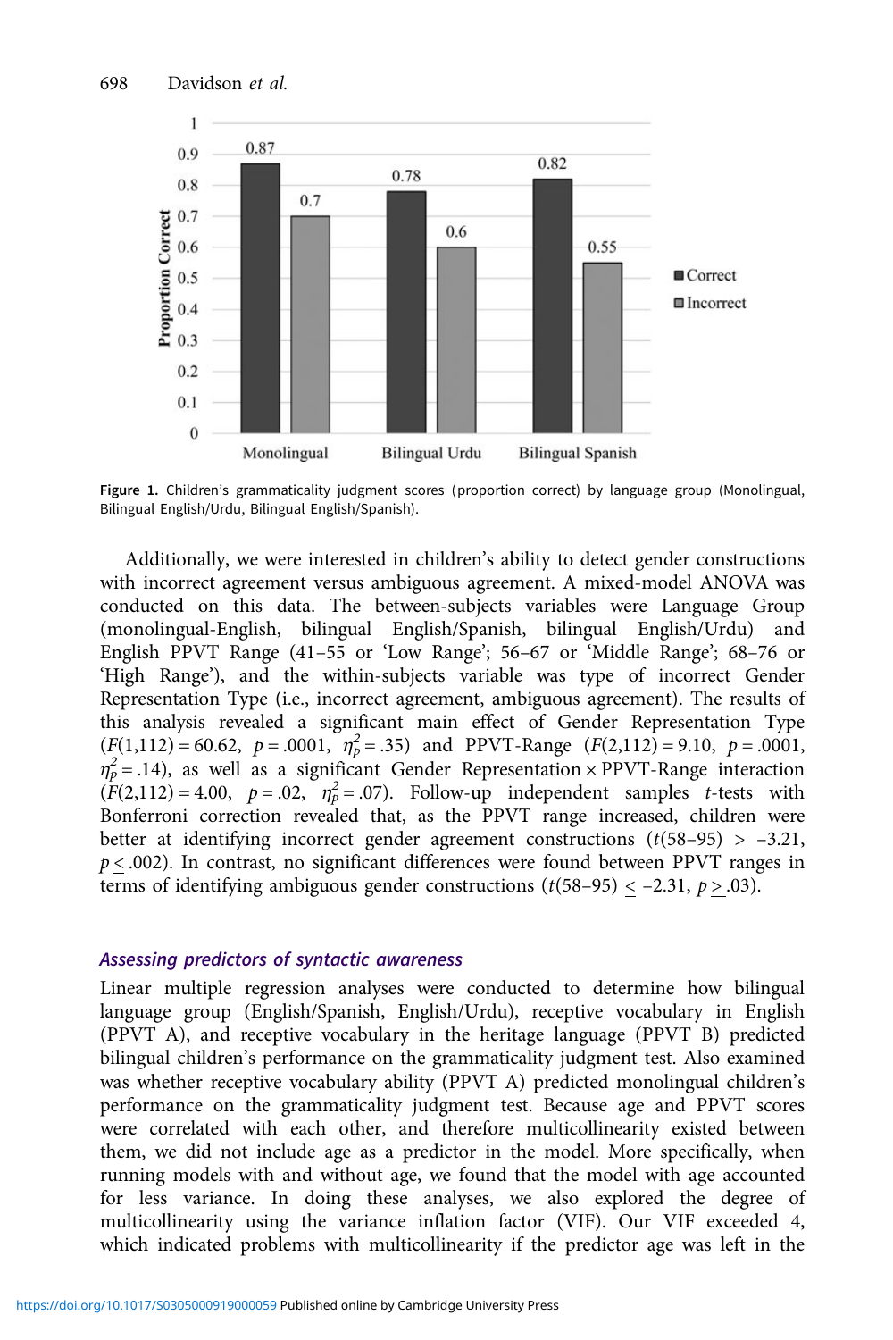Figure 1. Children's grammaticality judgment scores (proportion correct) by language group (Monolingual, Bilingual English/Urdu, Bilingual English/Spanish).

Additionally, we were interested in children's ability to detect gender constructions with incorrect agreement versus ambiguous agreement. A mixed-model ANOVA was conducted on this data. The between-subjects variables were Language Group (monolingual-English, bilingual English/Spanish, bilingual English/Urdu) and English PPVT Range (41–55 or 'Low Range'; 56–67 or 'Middle Range'; 68–76 or 'High Range'), and the within-subjects variable was type of incorrect Gender Representation Type (i.e., incorrect agreement, ambiguous agreement). The results of this analysis revealed a significant main effect of Gender Representation Type ($F(1,112) = 60.62$, $p = .0001$, $\eta_p^2 = .35$) and PPVT-Range ($F(2,112) = 9.10$, $p = .0001$, $\eta_p^2 = .14$), as well as a significant Gender Representation × PPVT-Range interaction ($F(2,112) = 4.00$, $p = .02$, $\eta_p^2 = .07$). Follow-up independent samples $t$-tests with Bonferroni correction revealed that, as the PPVT range increased, children were better at identifying incorrect gender agreement constructions ($t(58–95) \geq -3.21$, $p \leq .002$). In contrast, no significant differences were found between PPVT ranges in terms of identifying ambiguous gender constructions ($t(58–95) \leq -2.31$, $p \geq .03$).

### *Assessing predictors of syntactic awareness*

Linear multiple regression analyses were conducted to determine how bilingual language group (English/Spanish, English/Urdu), receptive vocabulary in English (PPVT A), and receptive vocabulary in the heritage language (PPVT B) predicted bilingual children's performance on the grammaticality judgment test. Also examined was whether receptive vocabulary ability (PPVT A) predicted monolingual children's performance on the grammaticality judgment test. Because age and PPVT scores were correlated with each other, and therefore multicollinearity existed between them, we did not include age as a predictor in the model. More specifically, when running models with and without age, we found that the model with age accounted for less variance. In doing these analyses, we also explored the degree of multicollinearity using the variance inflation factor (VIF). Our VIF exceeded 4, which indicated problems with multicollinearity if the predictor age was left in the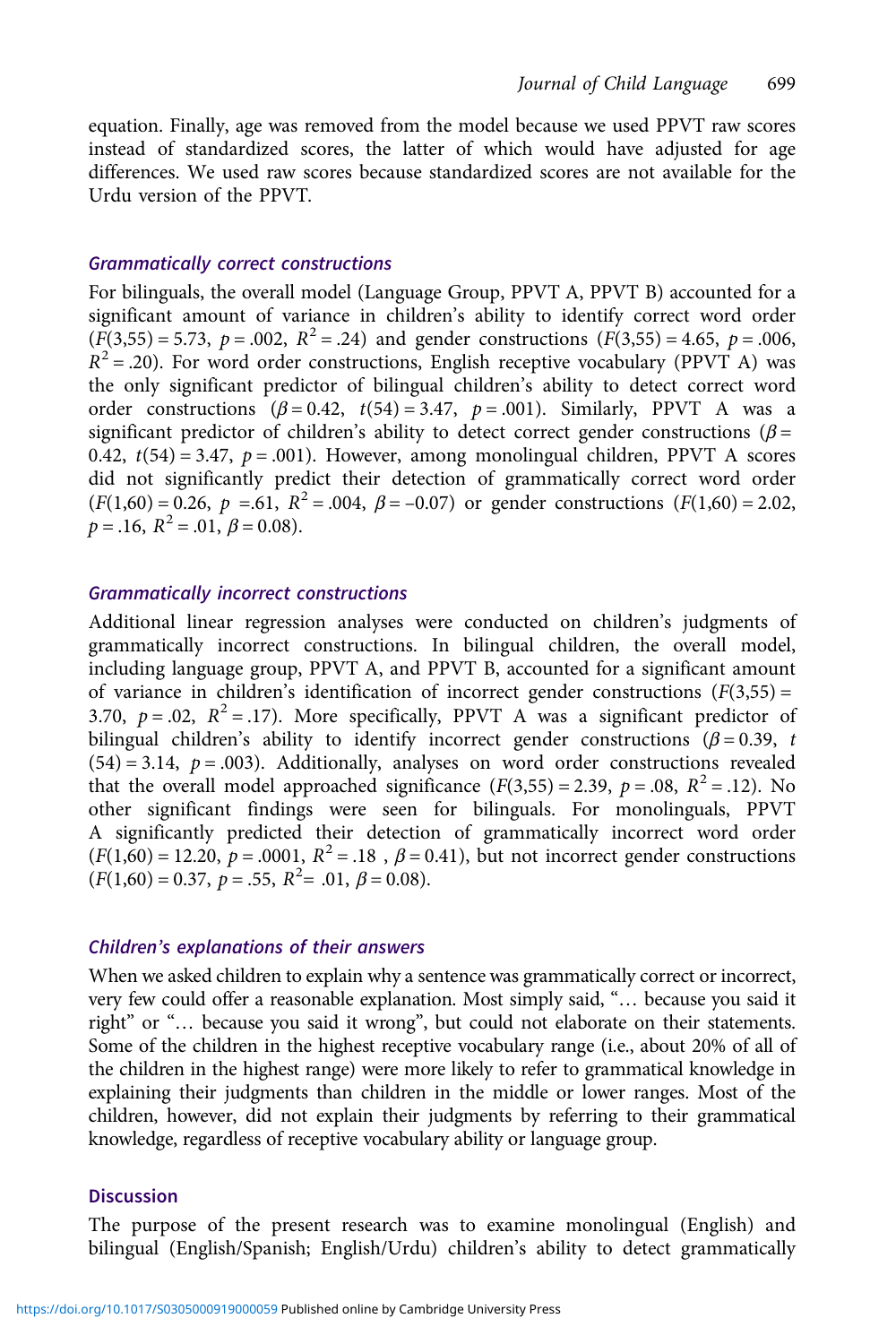equation. Finally, age was removed from the model because we used PPVT raw scores instead of standardized scores, the latter of which would have adjusted for age differences. We used raw scores because standardized scores are not available for the Urdu version of the PPVT.

### *Grammatically correct constructions*

For bilinguals, the overall model (Language Group, PPVT A, PPVT B) accounted for a significant amount of variance in children's ability to identify correct word order ($F(3,55) = 5.73$, $p = .002$, $R^2 = .24$) and gender constructions ($F(3,55) = 4.65$, $p = .006$, $R^2 = .20$). For word order constructions, English receptive vocabulary (PPVT A) was the only significant predictor of bilingual children's ability to detect correct word order constructions ($\beta = 0.42$, $t(54) = 3.47$, $p = .001$). Similarly, PPVT A was a significant predictor of children's ability to detect correct gender constructions ($\beta = 0.42$, $t(54) = 3.47$, $p = .001$). However, among monolingual children, PPVT A scores did not significantly predict their detection of grammatically correct word order ($F(1,60) = 0.26$, $p = .61$, $R^2 = .004$, $\beta = -0.07$) or gender constructions ($F(1,60) = 2.02$, $p = .16$, $R^2 = .01$, $\beta = 0.08$).

### *Grammatically incorrect constructions*

Additional linear regression analyses were conducted on children's judgments of grammatically incorrect constructions. In bilingual children, the overall model, including language group, PPVT A, and PPVT B, accounted for a significant amount of variance in children's identification of incorrect gender constructions ($F(3,55) = 3.70$, $p = .02$, $R^2 = .17$). More specifically, PPVT A was a significant predictor of bilingual children's ability to identify incorrect gender constructions ($\beta = 0.39$, $t(54) = 3.14$, $p = .003$). Additionally, analyses on word order constructions revealed that the overall model approached significance ($F(3,55) = 2.39$, $p = .08$, $R^2 = .12$). No other significant findings were seen for bilinguals. For monolinguals, PPVT A significantly predicted their detection of grammatically incorrect word order ($F(1,60) = 12.20$, $p = .0001$, $R^2 = .18$, $\beta = 0.41$), but not incorrect gender constructions ($F(1,60) = 0.37$, $p = .55$, $R^2 = .01$, $\beta = 0.08$).

### *Children's explanations of their answers*

When we asked children to explain why a sentence was grammatically correct or incorrect, very few could offer a reasonable explanation. Most simply said, "… because you said it right" or "… because you said it wrong", but could not elaborate on their statements. Some of the children in the highest receptive vocabulary range (i.e., about 20% of all of the children in the highest range) were more likely to refer to grammatical knowledge in explaining their judgments than children in the middle or lower ranges. Most of the children, however, did not explain their judgments by referring to their grammatical knowledge, regardless of receptive vocabulary ability or language group.

## Discussion

The purpose of the present research was to examine monolingual (English) and bilingual (English/Spanish; English/Urdu) children's ability to detect grammatically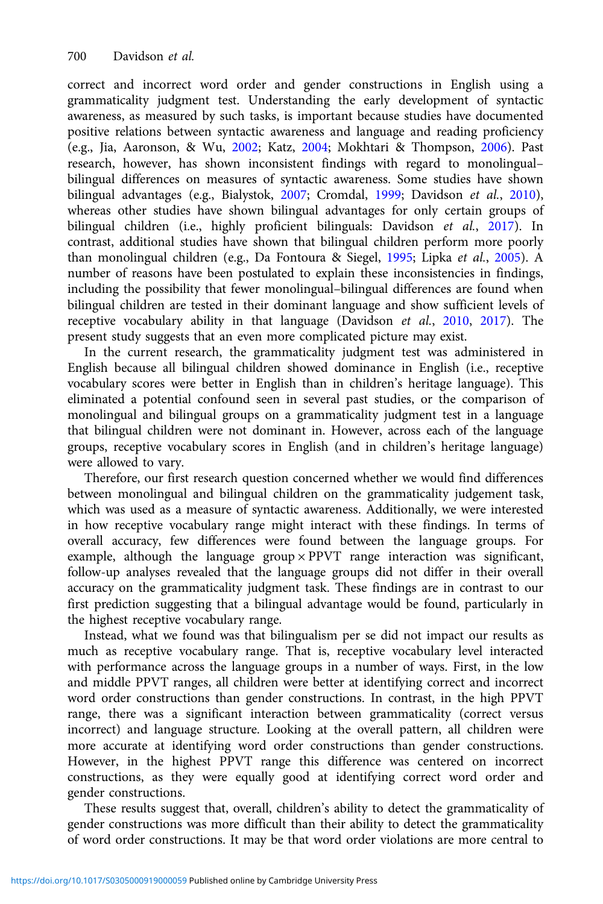correct and incorrect word order and gender constructions in English using a grammaticality judgment test. Understanding the early development of syntactic awareness, as measured by such tasks, is important because studies have documented positive relations between syntactic awareness and language and reading proficiency (e.g., Jia, Aaronson, & Wu, 2002; Katz, 2004; Mokhtari & Thompson, 2006). Past research, however, has shown inconsistent findings with regard to monolingual–bilingual differences on measures of syntactic awareness. Some studies have shown bilingual advantages (e.g., Bialystok, 2007; Cromdal, 1999; Davidson *et al.*, 2010), whereas other studies have shown bilingual advantages for only certain groups of bilingual children (i.e., highly proficient bilinguals: Davidson *et al.*, 2017). In contrast, additional studies have shown that bilingual children perform more poorly than monolingual children (e.g., Da Fontoura & Siegel, 1995; Lipka *et al.*, 2005). A number of reasons have been postulated to explain these inconsistencies in findings, including the possibility that fewer monolingual–bilingual differences are found when bilingual children are tested in their dominant language and show sufficient levels of receptive vocabulary ability in that language (Davidson *et al.*, 2010, 2017). The present study suggests that an even more complicated picture may exist.

In the current research, the grammaticality judgment test was administered in English because all bilingual children showed dominance in English (i.e., receptive vocabulary scores were better in English than in children's heritage language). This eliminated a potential confound seen in several past studies, or the comparison of monolingual and bilingual groups on a grammaticality judgment test in a language that bilingual children were not dominant in. However, across each of the language groups, receptive vocabulary scores in English (and in children's heritage language) were allowed to vary.

Therefore, our first research question concerned whether we would find differences between monolingual and bilingual children on the grammaticality judgement task, which was used as a measure of syntactic awareness. Additionally, we were interested in how receptive vocabulary range might interact with these findings. In terms of overall accuracy, few differences were found between the language groups. For example, although the language group × PPVT range interaction was significant, follow-up analyses revealed that the language groups did not differ in their overall accuracy on the grammaticality judgment task. These findings are in contrast to our first prediction suggesting that a bilingual advantage would be found, particularly in the highest receptive vocabulary range.

Instead, what we found was that bilingualism per se did not impact our results as much as receptive vocabulary range. That is, receptive vocabulary level interacted with performance across the language groups in a number of ways. First, in the low and middle PPVT ranges, all children were better at identifying correct and incorrect word order constructions than gender constructions. In contrast, in the high PPVT range, there was a significant interaction between grammaticality (correct versus incorrect) and language structure. Looking at the overall pattern, all children were more accurate at identifying word order constructions than gender constructions. However, in the highest PPVT range this difference was centered on incorrect constructions, as they were equally good at identifying correct word order and gender constructions.

These results suggest that, overall, children's ability to detect the grammaticality of gender constructions was more difficult than their ability to detect the grammaticality of word order constructions. It may be that word order violations are more central to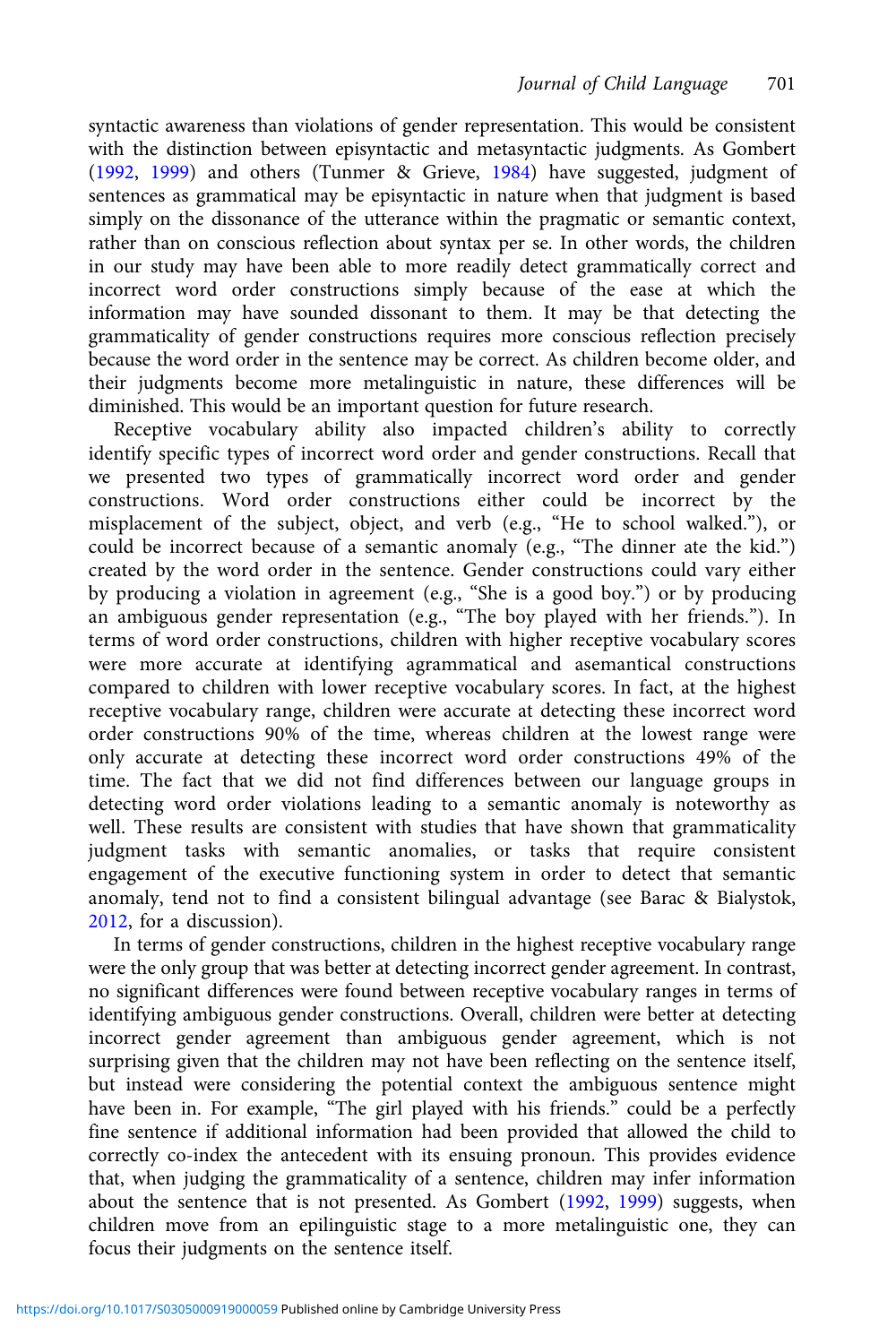syntactic awareness than violations of gender representation. This would be consistent with the distinction between episyntactic and metasyntactic judgments. As Gombert (1992, 1999) and others (Tunmer & Grieve, 1984) have suggested, judgment of sentences as grammatical may be episyntactic in nature when that judgment is based simply on the dissonance of the utterance within the pragmatic or semantic context, rather than on conscious reflection about syntax per se. In other words, the children in our study may have been able to more readily detect grammatically correct and incorrect word order constructions simply because of the ease at which the information may have sounded dissonant to them. It may be that detecting the grammaticality of gender constructions requires more conscious reflection precisely because the word order in the sentence may be correct. As children become older, and their judgments become more metalinguistic in nature, these differences will be diminished. This would be an important question for future research.

Receptive vocabulary ability also impacted children's ability to correctly identify specific types of incorrect word order and gender constructions. Recall that we presented two types of grammatically incorrect word order and gender constructions. Word order constructions either could be incorrect by the misplacement of the subject, object, and verb (e.g., "He to school walked."), or could be incorrect because of a semantic anomaly (e.g., "The dinner ate the kid.") created by the word order in the sentence. Gender constructions could vary either by producing a violation in agreement (e.g., "She is a good boy.") or by producing an ambiguous gender representation (e.g., "The boy played with her friends."). In terms of word order constructions, children with higher receptive vocabulary scores were more accurate at identifying agrammatical and asemantical constructions compared to children with lower receptive vocabulary scores. In fact, at the highest receptive vocabulary range, children were accurate at detecting these incorrect word order constructions 90% of the time, whereas children at the lowest range were only accurate at detecting these incorrect word order constructions 49% of the time. The fact that we did not find differences between our language groups in detecting word order violations leading to a semantic anomaly is noteworthy as well. These results are consistent with studies that have shown that grammaticality judgment tasks with semantic anomalies, or tasks that require consistent engagement of the executive functioning system in order to detect that semantic anomaly, tend not to find a consistent bilingual advantage (see Barac & Bialystok, 2012, for a discussion).

In terms of gender constructions, children in the highest receptive vocabulary range were the only group that was better at detecting incorrect gender agreement. In contrast, no significant differences were found between receptive vocabulary ranges in terms of identifying ambiguous gender constructions. Overall, children were better at detecting incorrect gender agreement than ambiguous gender agreement, which is not surprising given that the children may not have been reflecting on the sentence itself, but instead were considering the potential context the ambiguous sentence might have been in. For example, "The girl played with his friends." could be a perfectly fine sentence if additional information had been provided that allowed the child to correctly co-index the antecedent with its ensuing pronoun. This provides evidence that, when judging the grammaticality of a sentence, children may infer information about the sentence that is not presented. As Gombert (1992, 1999) suggests, when children move from an epilinguistic stage to a more metalinguistic one, they can focus their judgments on the sentence itself.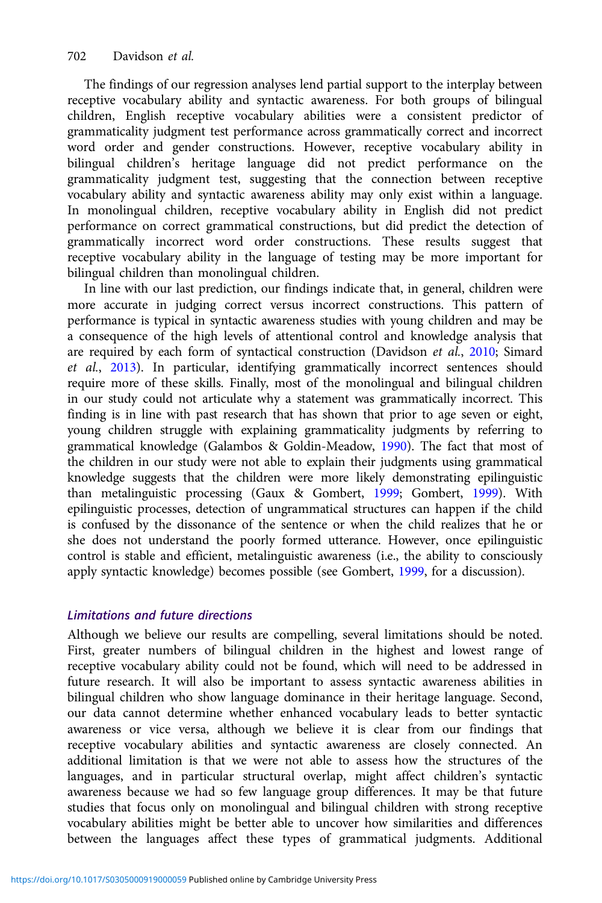The findings of our regression analyses lend partial support to the interplay between receptive vocabulary ability and syntactic awareness. For both groups of bilingual children, English receptive vocabulary abilities were a consistent predictor of grammaticality judgment test performance across grammatically correct and incorrect word order and gender constructions. However, receptive vocabulary ability in bilingual children's heritage language did not predict performance on the grammaticality judgment test, suggesting that the connection between receptive vocabulary ability and syntactic awareness ability may only exist within a language. In monolingual children, receptive vocabulary ability in English did not predict performance on correct grammatical constructions, but did predict the detection of grammatically incorrect word order constructions. These results suggest that receptive vocabulary ability in the language of testing may be more important for bilingual children than monolingual children.

In line with our last prediction, our findings indicate that, in general, children were more accurate in judging correct versus incorrect constructions. This pattern of performance is typical in syntactic awareness studies with young children and may be a consequence of the high levels of attentional control and knowledge analysis that are required by each form of syntactical construction (Davidson *et al.*, 2010; Simard *et al.*, 2013). In particular, identifying grammatically incorrect sentences should require more of these skills. Finally, most of the monolingual and bilingual children in our study could not articulate why a statement was grammatically incorrect. This finding is in line with past research that has shown that prior to age seven or eight, young children struggle with explaining grammaticality judgments by referring to grammatical knowledge (Galambos & Goldin-Meadow, 1990). The fact that most of the children in our study were not able to explain their judgments using grammatical knowledge suggests that the children were more likely demonstrating epilinguistic than metalinguistic processing (Gaux & Gombert, 1999; Gombert, 1999). With epilinguistic processes, detection of ungrammatical structures can happen if the child is confused by the dissonance of the sentence or when the child realizes that he or she does not understand the poorly formed utterance. However, once epilinguistic control is stable and efficient, metalinguistic awareness (i.e., the ability to consciously apply syntactic knowledge) becomes possible (see Gombert, 1999, for a discussion).

### *Limitations and future directions*

Although we believe our results are compelling, several limitations should be noted. First, greater numbers of bilingual children in the highest and lowest range of receptive vocabulary ability could not be found, which will need to be addressed in future research. It will also be important to assess syntactic awareness abilities in bilingual children who show language dominance in their heritage language. Second, our data cannot determine whether enhanced vocabulary leads to better syntactic awareness or vice versa, although we believe it is clear from our findings that receptive vocabulary abilities and syntactic awareness are closely connected. An additional limitation is that we were not able to assess how the structures of the languages, and in particular structural overlap, might affect children's syntactic awareness because we had so few language group differences. It may be that future studies that focus only on monolingual and bilingual children with strong receptive vocabulary abilities might be better able to uncover how similarities and differences between the languages affect these types of grammatical judgments. Additional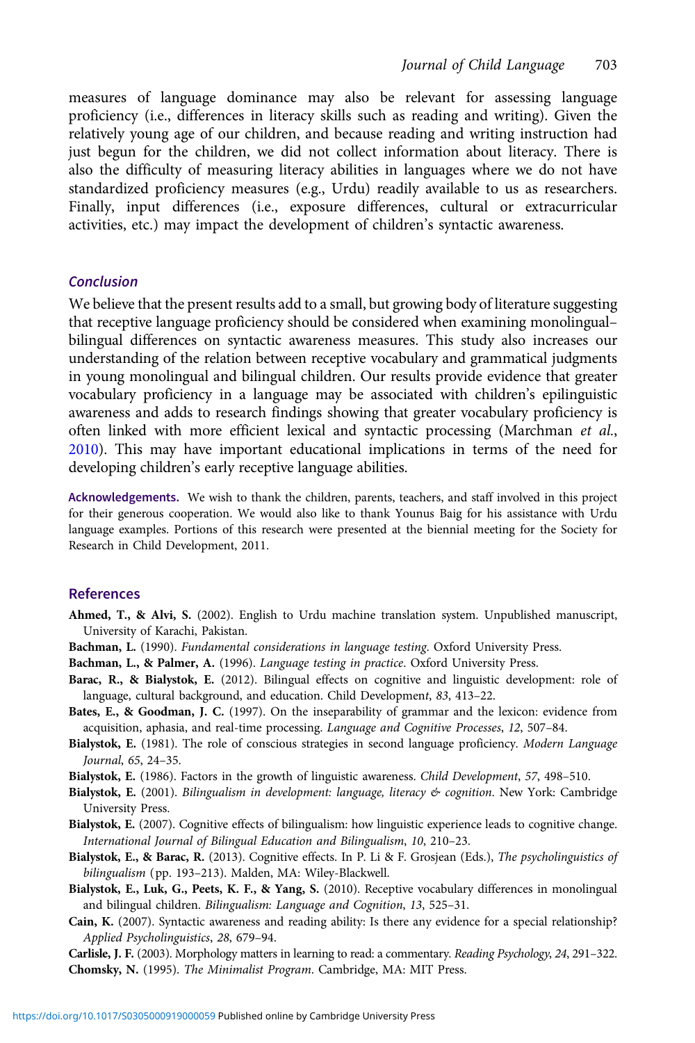measures of language dominance may also be relevant for assessing language proficiency (i.e., differences in literacy skills such as reading and writing). Given the relatively young age of our children, and because reading and writing instruction had just begun for the children, we did not collect information about literacy. There is also the difficulty of measuring literacy abilities in languages where we do not have standardized proficiency measures (e.g., Urdu) readily available to us as researchers. Finally, input differences (i.e., exposure differences, cultural or extracurricular activities, etc.) may impact the development of children's syntactic awareness.

### Conclusion

We believe that the present results add to a small, but growing body of literature suggesting that receptive language proficiency should be considered when examining monolingual–bilingual differences on syntactic awareness measures. This study also increases our understanding of the relation between receptive vocabulary and grammatical judgments in young monolingual and bilingual children. Our results provide evidence that greater vocabulary proficiency in a language may be associated with children's epilinguistic awareness and adds to research findings showing that greater vocabulary proficiency is often linked with more efficient lexical and syntactic processing (Marchman *et al.*, 2010). This may have important educational implications in terms of the need for developing children's early receptive language abilities.

**Acknowledgements.** We wish to thank the children, parents, teachers, and staff involved in this project for their generous cooperation. We would also like to thank Younus Baig for his assistance with Urdu language examples. Portions of this research were presented at the biennial meeting for the Society for Research in Child Development, 2011.

## References

**Ahmed, T., & Alvi, S.** (2002). English to Urdu machine translation system. Unpublished manuscript, University of Karachi, Pakistan.

**Bachman, L.** (1990). *Fundamental considerations in language testing*. Oxford University Press.

**Bachman, L., & Palmer, A.** (1996). *Language testing in practice*. Oxford University Press.

**Barac, R., & Bialystok, E.** (2012). Bilingual effects on cognitive and linguistic development: role of language, cultural background, and education. Child Development, 83, 413–22.

**Bates, E., & Goodman, J. C.** (1997). On the inseparability of grammar and the lexicon: evidence from acquisition, aphasia, and real-time processing. *Language and Cognitive Processes*, *12*, 507–84.

**Bialystok, E.** (1981). The role of conscious strategies in second language proficiency. *Modern Language Journal*, *65*, 24–35.

**Bialystok, E.** (1986). Factors in the growth of linguistic awareness. *Child Development*, *57*, 498–510.

**Bialystok, E.** (2001). *Bilingualism in development: language, literacy & cognition*. New York: Cambridge University Press.

**Bialystok, E.** (2007). Cognitive effects of bilingualism: how linguistic experience leads to cognitive change. *International Journal of Bilingual Education and Bilingualism*, *10*, 210–23.

**Bialystok, E., & Barac, R.** (2013). Cognitive effects. In P. Li & F. Grosjean (Eds.), *The psycholinguistics of bilingualism* (pp. 193–213). Malden, MA: Wiley-Blackwell.

**Bialystok, E., Luk, G., Peets, K. F., & Yang, S.** (2010). Receptive vocabulary differences in monolingual and bilingual children. *Bilingualism: Language and Cognition*, *13*, 525–31.

**Cain, K.** (2007). Syntactic awareness and reading ability: Is there any evidence for a special relationship? *Applied Psycholinguistics*, *28*, 679–94.

**Carlisle, J. F.** (2003). Morphology matters in learning to read: a commentary. *Reading Psychology*, *24*, 291–322.

**Chomsky, N.** (1995). *The Minimalist Program*. Cambridge, MA: MIT Press.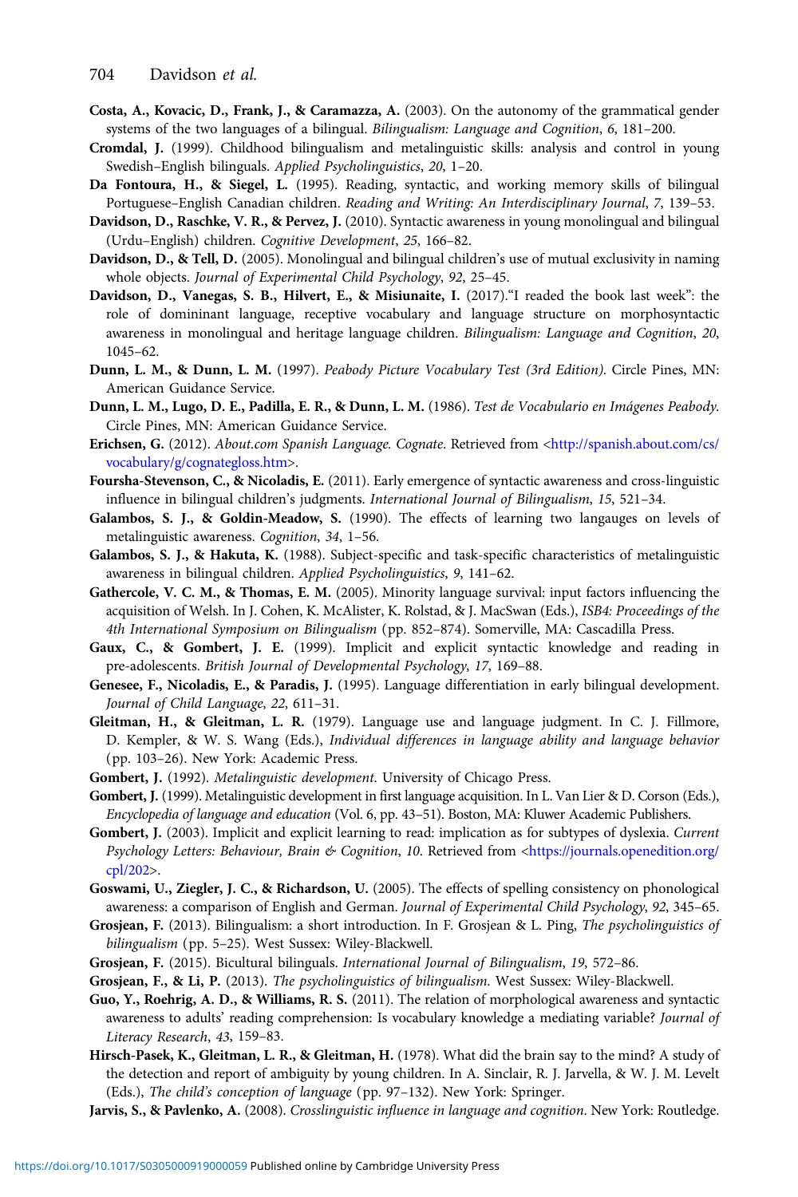**Costa, A., Kovacic, D., Frank, J., & Caramazza, A.** (2003). On the autonomy of the grammatical gender systems of the two languages of a bilingual. *Bilingualism: Language and Cognition*, *6*, 181–200.

**Cromdal, J.** (1999). Childhood bilingualism and metalinguistic skills: analysis and control in young Swedish–English bilinguals. *Applied Psycholinguistics*, *20*, 1–20.

**Da Fontoura, H., & Siegel, L.** (1995). Reading, syntactic, and working memory skills of bilingual Portuguese–English Canadian children. *Reading and Writing: An Interdisciplinary Journal*, *7*, 139–53.

**Davidson, D., Raschke, V. R., & Pervez, J.** (2010). Syntactic awareness in young monolingual and bilingual (Urdu–English) children. *Cognitive Development*, *25*, 166–82.

**Davidson, D., & Tell, D.** (2005). Monolingual and bilingual children's use of mutual exclusivity in naming whole objects. *Journal of Experimental Child Psychology*, *92*, 25–45.

**Davidson, D., Vanegas, S. B., Hilvert, E., & Misiunaite, I.** (2017)."I readed the book last week": the role of domininant language, receptive vocabulary and language structure on morphosyntactic awareness in monolingual and heritage language children. *Bilingualism: Language and Cognition*, *20*, 1045–62.

**Dunn, L. M., & Dunn, L. M.** (1997). *Peabody Picture Vocabulary Test (3rd Edition)*. Circle Pines, MN: American Guidance Service.

**Dunn, L. M., Lugo, D. E., Padilla, E. R., & Dunn, L. M.** (1986). *Test de Vocabulario en Imágenes Peabody*. Circle Pines, MN: American Guidance Service.

**Erichsen, G.** (2012). *About.com Spanish Language. Cognate*. Retrieved from <http://spanish.about.com/cs/vocabulary/g/cognategloss.htm>.

**Foursha-Stevenson, C., & Nicoladis, E.** (2011). Early emergence of syntactic awareness and cross-linguistic influence in bilingual children's judgments. *International Journal of Bilingualism*, *15*, 521–34.

**Galambos, S. J., & Goldin-Meadow, S.** (1990). The effects of learning two langauges on levels of metalinguistic awareness. *Cognition*, *34*, 1–56.

**Galambos, S. J., & Hakuta, K.** (1988). Subject-specific and task-specific characteristics of metalinguistic awareness in bilingual children. *Applied Psycholinguistics*, *9*, 141–62.

**Gathercole, V. C. M., & Thomas, E. M.** (2005). Minority language survival: input factors influencing the acquisition of Welsh. In J. Cohen, K. McAlister, K. Rolstad, & J. MacSwan (Eds.), *ISB4: Proceedings of the 4th International Symposium on Bilingualism* (pp. 852–874). Somerville, MA: Cascadilla Press.

**Gaux, C., & Gombert, J. E.** (1999). Implicit and explicit syntactic knowledge and reading in pre-adolescents. *British Journal of Developmental Psychology*, *17*, 169–88.

**Genesee, F., Nicoladis, E., & Paradis, J.** (1995). Language differentiation in early bilingual development. *Journal of Child Language*, *22*, 611–31.

**Gleitman, H., & Gleitman, L. R.** (1979). Language use and language judgment. In C. J. Fillmore, D. Kempler, & W. S. Wang (Eds.), *Individual differences in language ability and language behavior* (pp. 103–26). New York: Academic Press.

**Gombert, J.** (1992). *Metalinguistic development*. University of Chicago Press.

**Gombert, J.** (1999). Metalinguistic development in first language acquisition. In L. Van Lier & D. Corson (Eds.), *Encyclopedia of language and education* (Vol. 6, pp. 43–51). Boston, MA: Kluwer Academic Publishers.

**Gombert, J.** (2003). Implicit and explicit learning to read: implication as for subtypes of dyslexia. *Current Psychology Letters: Behaviour, Brain & Cognition*, *10*. Retrieved from <https://journals.openedition.org/cpl/202>.

**Goswami, U., Ziegler, J. C., & Richardson, U.** (2005). The effects of spelling consistency on phonological awareness: a comparison of English and German. *Journal of Experimental Child Psychology*, *92*, 345–65.

**Grosjean, F.** (2013). Bilingualism: a short introduction. In F. Grosjean & L. Ping, *The psycholinguistics of bilingualism* (pp. 5–25). West Sussex: Wiley-Blackwell.

**Grosjean, F.** (2015). Bicultural bilinguals. *International Journal of Bilingualism*, *19*, 572–86.

**Grosjean, F., & Li, P.** (2013). *The psycholinguistics of bilingualism*. West Sussex: Wiley-Blackwell.

**Guo, Y., Roehrig, A. D., & Williams, R. S.** (2011). The relation of morphological awareness and syntactic awareness to adults' reading comprehension: Is vocabulary knowledge a mediating variable? *Journal of Literacy Research*, *43*, 159–83.

**Hirsch-Pasek, K., Gleitman, L. R., & Gleitman, H.** (1978). What did the brain say to the mind? A study of the detection and report of ambiguity by young children. In A. Sinclair, R. J. Jarvella, & W. J. M. Levelt (Eds.), *The child's conception of language* (pp. 97–132). New York: Springer.

**Jarvis, S., & Pavlenko, A.** (2008). *Crosslinguistic influence in language and cognition*. New York: Routledge.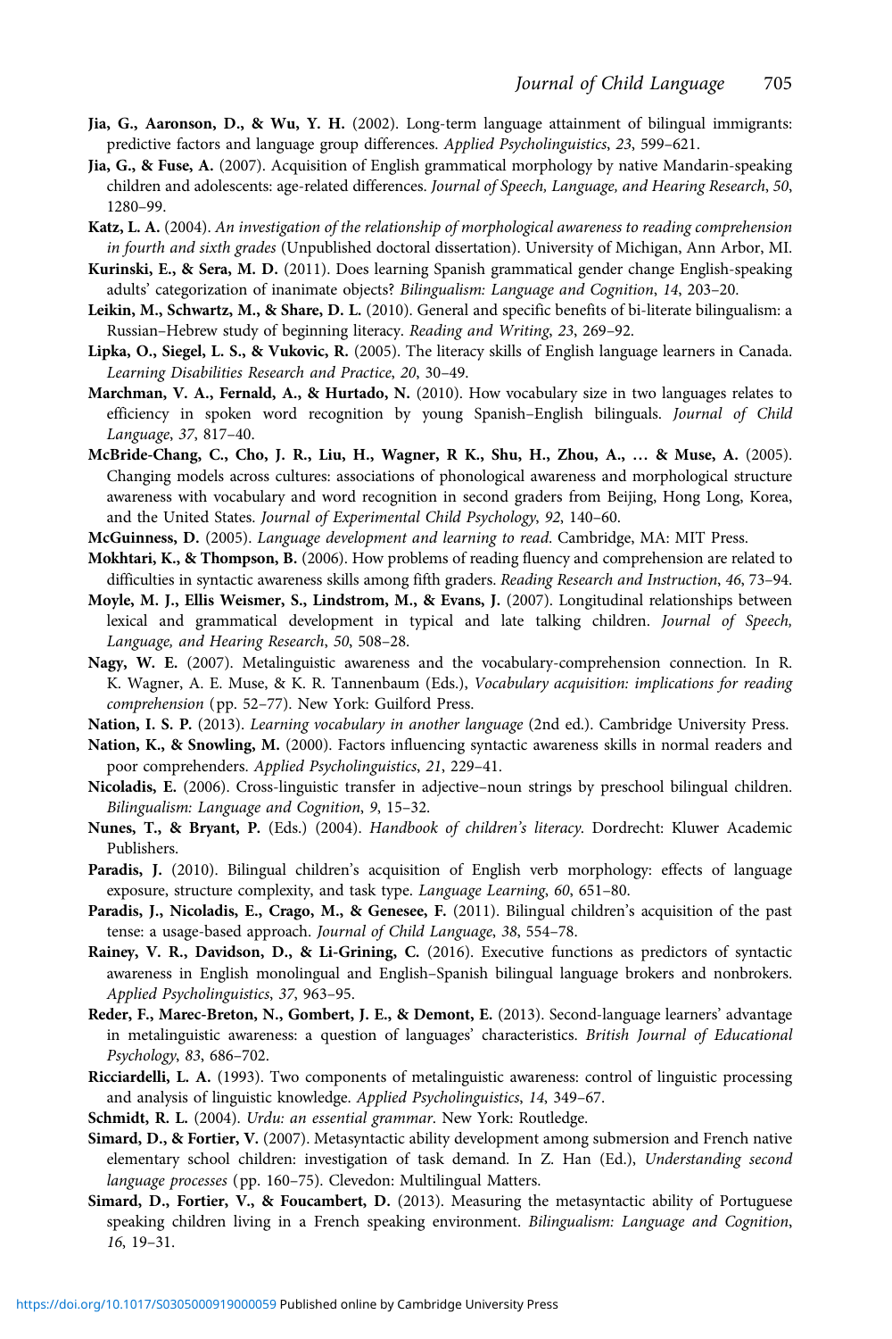**Jia, G., Aaronson, D., & Wu, Y. H.** (2002). Long-term language attainment of bilingual immigrants: predictive factors and language group differences. *Applied Psycholinguistics*, *23*, 599–621.

**Jia, G., & Fuse, A.** (2007). Acquisition of English grammatical morphology by native Mandarin-speaking children and adolescents: age-related differences. *Journal of Speech, Language, and Hearing Research*, *50*, 1280–99.

**Katz, L. A.** (2004). *An investigation of the relationship of morphological awareness to reading comprehension in fourth and sixth grades* (Unpublished doctoral dissertation). University of Michigan, Ann Arbor, MI.

**Kurinski, E., & Sera, M. D.** (2011). Does learning Spanish grammatical gender change English-speaking adults' categorization of inanimate objects? *Bilingualism: Language and Cognition*, *14*, 203–20.

**Leikin, M., Schwartz, M., & Share, D. L.** (2010). General and specific benefits of bi-literate bilingualism: a Russian–Hebrew study of beginning literacy. *Reading and Writing*, *23*, 269–92.

**Lipka, O., Siegel, L. S., & Vukovic, R.** (2005). The literacy skills of English language learners in Canada. *Learning Disabilities Research and Practice*, *20*, 30–49.

**Marchman, V. A., Fernald, A., & Hurtado, N.** (2010). How vocabulary size in two languages relates to efficiency in spoken word recognition by young Spanish–English bilinguals. *Journal of Child Language*, *37*, 817–40.

**McBride-Chang, C., Cho, J. R., Liu, H., Wagner, R K., Shu, H., Zhou, A., … & Muse, A.** (2005). Changing models across cultures: associations of phonological awareness and morphological structure awareness with vocabulary and word recognition in second graders from Beijing, Hong Long, Korea, and the United States. *Journal of Experimental Child Psychology*, *92*, 140–60.

**McGuinness, D.** (2005). *Language development and learning to read*. Cambridge, MA: MIT Press.

**Mokhtari, K., & Thompson, B.** (2006). How problems of reading fluency and comprehension are related to difficulties in syntactic awareness skills among fifth graders. *Reading Research and Instruction*, *46*, 73–94.

**Moyle, M. J., Ellis Weismer, S., Lindstrom, M., & Evans, J.** (2007). Longitudinal relationships between lexical and grammatical development in typical and late talking children. *Journal of Speech, Language, and Hearing Research*, *50*, 508–28.

**Nagy, W. E.** (2007). Metalinguistic awareness and the vocabulary-comprehension connection. In R. K. Wagner, A. E. Muse, & K. R. Tannenbaum (Eds.), *Vocabulary acquisition: implications for reading comprehension* (pp. 52–77). New York: Guilford Press.

**Nation, I. S. P.** (2013). *Learning vocabulary in another language* (2nd ed.). Cambridge University Press.

**Nation, K., & Snowling, M.** (2000). Factors influencing syntactic awareness skills in normal readers and poor comprehenders. *Applied Psycholinguistics*, *21*, 229–41.

**Nicoladis, E.** (2006). Cross-linguistic transfer in adjective–noun strings by preschool bilingual children. *Bilingualism: Language and Cognition*, *9*, 15–32.

**Nunes, T., & Bryant, P.** (Eds.) (2004). *Handbook of children's literacy*. Dordrecht: Kluwer Academic Publishers.

**Paradis, J.** (2010). Bilingual children's acquisition of English verb morphology: effects of language exposure, structure complexity, and task type. *Language Learning*, *60*, 651–80.

**Paradis, J., Nicoladis, E., Crago, M., & Genesee, F.** (2011). Bilingual children's acquisition of the past tense: a usage-based approach. *Journal of Child Language*, *38*, 554–78.

**Rainey, V. R., Davidson, D., & Li-Grining, C.** (2016). Executive functions as predictors of syntactic awareness in English monolingual and English–Spanish bilingual language brokers and nonbrokers. *Applied Psycholinguistics*, *37*, 963–95.

**Reder, F., Marec-Breton, N., Gombert, J. E., & Demont, E.** (2013). Second-language learners' advantage in metalinguistic awareness: a question of languages' characteristics. *British Journal of Educational Psychology*, *83*, 686–702.

**Ricciardelli, L. A.** (1993). Two components of metalinguistic awareness: control of linguistic processing and analysis of linguistic knowledge. *Applied Psycholinguistics*, *14*, 349–67.

**Schmidt, R. L.** (2004). *Urdu: an essential grammar*. New York: Routledge.

**Simard, D., & Fortier, V.** (2007). Metasyntactic ability development among submersion and French native elementary school children: investigation of task demand. In Z. Han (Ed.), *Understanding second language processes* (pp. 160–75). Clevedon: Multilingual Matters.

**Simard, D., Fortier, V., & Foucambert, D.** (2013). Measuring the metasyntactic ability of Portuguese speaking children living in a French speaking environment. *Bilingualism: Language and Cognition*, *16*, 19–31.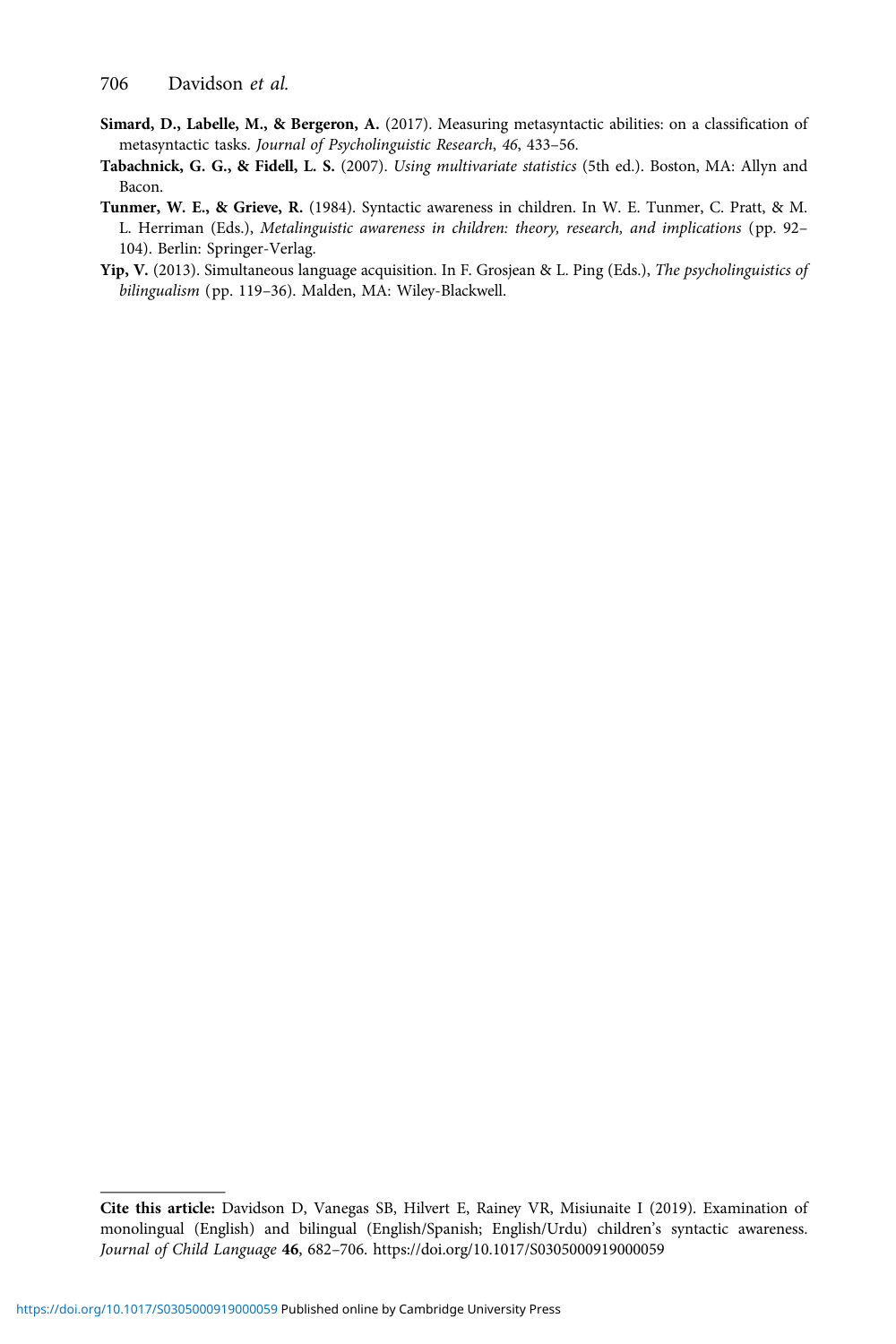**Simard, D., Labelle, M., & Bergeron, A.** (2017). Measuring metasyntactic abilities: on a classification of metasyntactic tasks. *Journal of Psycholinguistic Research*, *46*, 433–56.

**Tabachnick, G. G., & Fidell, L. S.** (2007). *Using multivariate statistics* (5th ed.). Boston, MA: Allyn and Bacon.

**Tunmer, W. E., & Grieve, R.** (1984). Syntactic awareness in children. In W. E. Tunmer, C. Pratt, & M. L. Herriman (Eds.), *Metalinguistic awareness in children: theory, research, and implications* (pp. 92–104). Berlin: Springer-Verlag.

**Yip, V.** (2013). Simultaneous language acquisition. In F. Grosjean & L. Ping (Eds.), *The psycholinguistics of bilingualism* (pp. 119–36). Malden, MA: Wiley-Blackwell.

---

**Cite this article:** Davidson D, Vanegas SB, Hilvert E, Rainey VR, Misiunaite I (2019). Examination of monolingual (English) and bilingual (English/Spanish; English/Urdu) children's syntactic awareness. *Journal of Child Language* **46**, 682–706. https://doi.org/10.1017/S0305000919000059